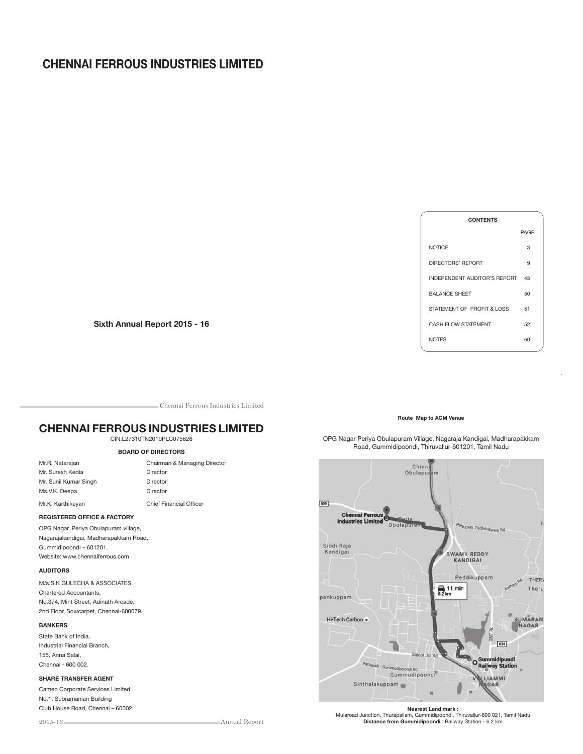# CHENNAI FERROUS INDUSTRIES LIMITED

**Sixth Annual Report 2015 - 16**

| CONTENTS | PAGE |
|---|---|
| NOTICE | 3 |
| DIRECTORS' REPORT | 9 |
| INDEPENDENT AUDITOR'S REPORT | 43 |
| BALANCE SHEET | 50 |
| STATEMENT OF PROFIT & LOSS | 51 |
| CASH FLOW STATEMENT | 52 |
| NOTES | 60 |

# CHENNAI FERROUS INDUSTRIES LIMITED

CIN:L27310TN2010PLC075626

**BOARD OF DIRECTORS**

| | |
|---|---|
| Mr.R. Natarajan | Chairman & Managing Director |
| Mr. Suresh Kedia | Director |
| Mr. Sunil Kumar Singh | Director |
| Ms.V.K. Deepa | Director |
| Mr.K. Karthikeyan | Chief Financial Officer |

**REGISTERED OFFICE & FACTORY**

OPG Nagar, Periya Obulapuram village,
Nagarajakandigai, Madharapakkam Road,
Gummidipoondi – 601201.
Website: www.chennaiferrous.com

**AUDITORS**

M/s.S.K GULECHA & ASSOCIATES
Chartered Accountants,
No.374, Mint Street, Adinath Arcade,
2nd Floor, Sowcarpet, Chennai-600079.

**BANKERS**

State Bank of India,
Industrial Financial Branch,
155, Anna Salai,
Chennai - 600 002.

**SHARE TRANSFER AGENT**

Cameo Corporate Services Limited
No.1, Subramanian Building
Club House Road, Chennai – 60002.

**Route Map to AGM Venue**

OPG Nagar Periya Obulapuram Village, Nagaraja Kandigai, Madharapakkam Road, Gummidipoondi, Thiruvallur-601201, Tamil Nadu

**Nearest Land mark :**
Mularoad Junction, Thurapallam, Gummidipoondi, Thiruvallur-600 021, Tamil Nadu
**Distance from Gummidipoondi** : Railway Station - 6.2 km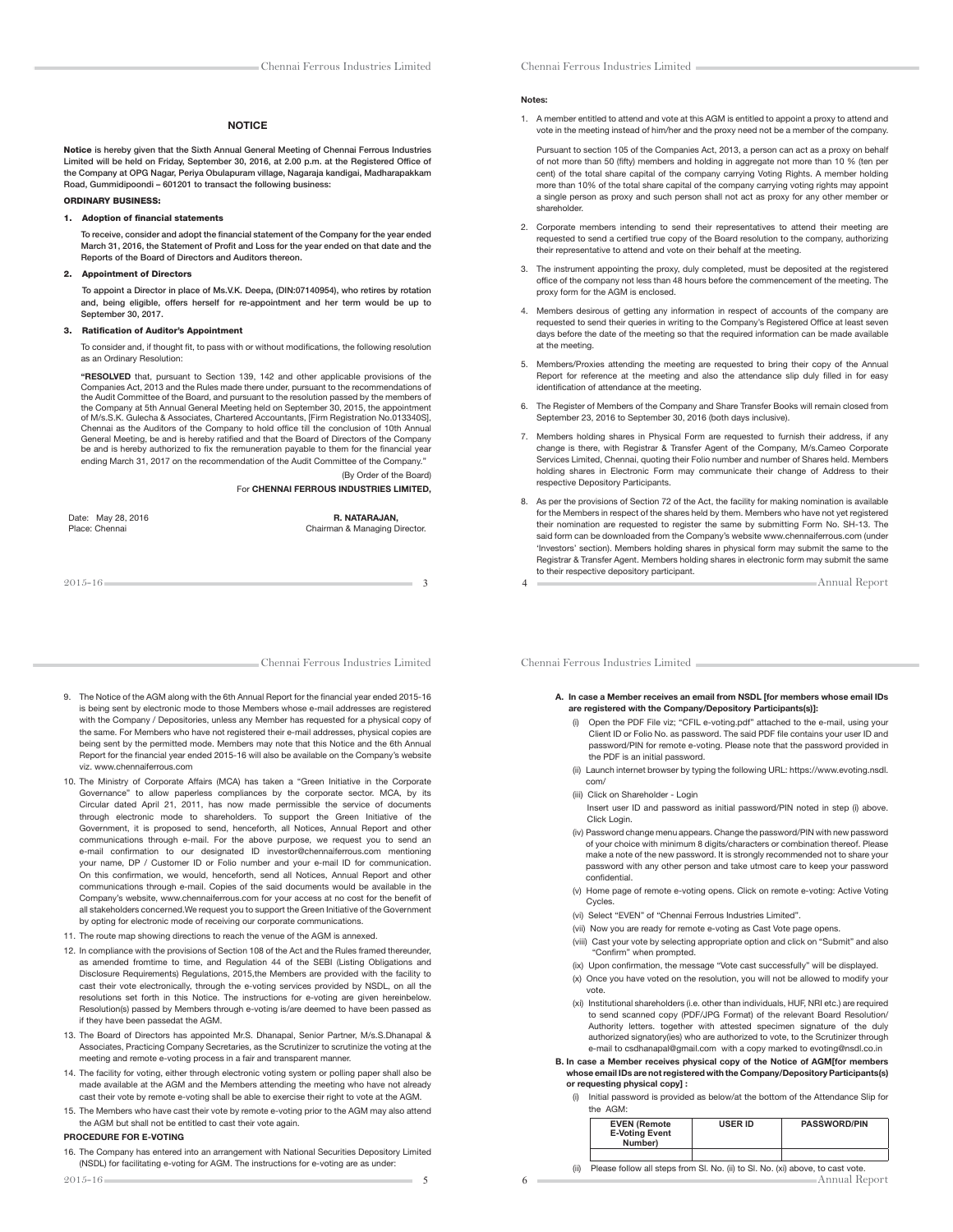## NOTICE

**Notice** is hereby given that the Sixth Annual General Meeting of Chennai Ferrous Industries Limited will be held on Friday, September 30, 2016, at 2.00 p.m. at the Registered Office of the Company at OPG Nagar, Periya Obulapuram village, Nagaraja kandigai, Madharapakkam Road, Gummidipoondi – 601201 to transact the following business:

### ORDINARY BUSINESS:

**1. Adoption of financial statements**

To receive, consider and adopt the financial statement of the Company for the year ended March 31, 2016, the Statement of Profit and Loss for the year ended on that date and the Reports of the Board of Directors and Auditors thereon.

**2. Appointment of Directors**

To appoint a Director in place of Ms.V.K. Deepa, (DIN:07140954), who retires by rotation and, being eligible, offers herself for re-appointment and her term would be up to September 30, 2017.

**3. Ratification of Auditor's Appointment**

To consider and, if thought fit, to pass with or without modifications, the following resolution as an Ordinary Resolution:

**"RESOLVED** that, pursuant to Section 139, 142 and other applicable provisions of the Companies Act, 2013 and the Rules made there under, pursuant to the recommendations of the Audit Committee of the Board, and pursuant to the resolution passed by the members of the Company at 5th Annual General Meeting held on September 30, 2015, the appointment of M/s.S.K. Gulecha & Associates, Chartered Accountants, [Firm Registration No.013340S], Chennai as the Auditors of the Company to hold office till the conclusion of 10th Annual General Meeting, be and is hereby ratified and that the Board of Directors of the Company be and is hereby authorized to fix the remuneration payable to them for the financial year ending March 31, 2017 on the recommendation of the Audit Committee of the Company."

(By Order of the Board)

For **CHENNAI FERROUS INDUSTRIES LIMITED,**

Date: May 28, 2016
Place: Chennai

**R. NATARAJAN,**
Chairman & Managing Director.

**Notes:**

1. A member entitled to attend and vote at this AGM is entitled to appoint a proxy to attend and vote in the meeting instead of him/her and the proxy need not be a member of the company.

   Pursuant to section 105 of the Companies Act, 2013, a person can act as a proxy on behalf of not more than 50 (fifty) members and holding in aggregate not more than 10 % (ten per cent) of the total share capital of the company carrying Voting Rights. A member holding more than 10% of the total share capital of the company carrying voting rights may appoint a single person as proxy and such person shall not act as proxy for any other member or shareholder.

2. Corporate members intending to send their representatives to attend their meeting are requested to send a certified true copy of the Board resolution to the company, authorizing their representative to attend and vote on their behalf at the meeting.

3. The instrument appointing the proxy, duly completed, must be deposited at the registered office of the company not less than 48 hours before the commencement of the meeting. The proxy form for the AGM is enclosed.

4. Members desirous of getting any information in respect of accounts of the company are requested to send their queries in writing to the Company's Registered Office at least seven days before the date of the meeting so that the required information can be made available at the meeting.

5. Members/Proxies attending the meeting are requested to bring their copy of the Annual Report for reference at the meeting and also the attendance slip duly filled in for easy identification of attendance at the meeting.

6. The Register of Members of the Company and Share Transfer Books will remain closed from September 23, 2016 to September 30, 2016 (both days inclusive).

7. Members holding shares in Physical Form are requested to furnish their address, if any change is there, with Registrar & Transfer Agent of the Company, M/s.Cameo Corporate Services Limited, Chennai, quoting their Folio number and number of Shares held. Members holding shares in Electronic Form may communicate their change of Address to their respective Depository Participants.

8. As per the provisions of Section 72 of the Act, the facility for making nomination is available for the Members in respect of the shares held by them. Members who have not yet registered their nomination are requested to register the same by submitting Form No. SH-13. The said form can be downloaded from the Company's website www.chennaiferrous.com (under 'Investors' section). Members holding shares in physical form may submit the same to the Registrar & Transfer Agent. Members holding shares in electronic form may submit the same to their respective depository participant.

9. The Notice of the AGM along with the 6th Annual Report for the financial year ended 2015-16 is being sent by electronic mode to those Members whose e-mail addresses are registered with the Company / Depositories, unless any Member has requested for a physical copy of the same. For Members who have not registered their e-mail addresses, physical copies are being sent by the permitted mode. Members may note that this Notice and the 6th Annual Report for the financial year ended 2015-16 will also be available on the Company's website viz. www.chennaiferrous.com

10. The Ministry of Corporate Affairs (MCA) has taken a "Green Initiative in the Corporate Governance" to allow paperless compliances by the corporate sector. MCA, by its Circular dated April 21, 2011, has now made permissible the service of documents through electronic mode to shareholders. To support the Green Initiative of the Government, it is proposed to send, henceforth, all Notices, Annual Report and other communications through e-mail. For the above purpose, we request you to send an e-mail confirmation to our designated ID investor@chennaiferrous.com mentioning your name, DP / Customer ID or Folio number and your e-mail ID for communication. On this confirmation, we would, henceforth, send all Notices, Annual Report and other communications through e-mail. Copies of the said documents would be available in the Company's website, www.chennaiferrous.com for your access at no cost for the benefit of all stakeholders concerned.We request you to support the Green Initiative of the Government by opting for electronic mode of receiving our corporate communications.

11. The route map showing directions to reach the venue of the AGM is annexed.

12. In compliance with the provisions of Section 108 of the Act and the Rules framed thereunder, as amended fromtime to time, and Regulation 44 of the SEBI (Listing Obligations and Disclosure Requirements) Regulations, 2015,the Members are provided with the facility to cast their vote electronically, through the e-voting services provided by NSDL, on all the resolutions set forth in this Notice. The instructions for e-voting are given hereinbelow. Resolution(s) passed by Members through e-voting is/are deemed to have been passed as if they have been passedat the AGM.

13. The Board of Directors has appointed Mr.S. Dhanapal, Senior Partner, M/s.S.Dhanapal & Associates, Practicing Company Secretaries, as the Scrutinizer to scrutinize the voting at the meeting and remote e-voting process in a fair and transparent manner.

14. The facility for voting, either through electronic voting system or polling paper shall also be made available at the AGM and the Members attending the meeting who have not already cast their vote by remote e-voting shall be able to exercise their right to vote at the AGM.

15. The Members who have cast their vote by remote e-voting prior to the AGM may also attend the AGM but shall not be entitled to cast their vote again.

**PROCEDURE FOR E-VOTING**

16. The Company has entered into an arrangement with National Securities Depository Limited (NSDL) for facilitating e-voting for AGM. The instructions for e-voting are as under:

**A. In case a Member receives an email from NSDL [for members whose email IDs are registered with the Company/Depository Participants(s)]:**

(i) Open the PDF File viz; "CFIL e-voting.pdf" attached to the e-mail, using your Client ID or Folio No. as password. The said PDF file contains your user ID and password/PIN for remote e-voting. Please note that the password provided in the PDF is an initial password.

(ii) Launch internet browser by typing the following URL: https://www.evoting.nsdl.com/

(iii) Click on Shareholder - Login
Insert user ID and password as initial password/PIN noted in step (i) above. Click Login.

(iv) Password change menu appears. Change the password/PIN with new password of your choice with minimum 8 digits/characters or combination thereof. Please make a note of the new password. It is strongly recommended not to share your password with any other person and take utmost care to keep your password confidential.

(v) Home page of remote e-voting opens. Click on remote e-voting: Active Voting Cycles.

(vi) Select "EVEN" of "Chennai Ferrous Industries Limited".

(vii) Now you are ready for remote e-voting as Cast Vote page opens.

(viii) Cast your vote by selecting appropriate option and click on "Submit" and also "Confirm" when prompted.

(ix) Upon confirmation, the message "Vote cast successfully" will be displayed.

(x) Once you have voted on the resolution, you will not be allowed to modify your vote.

(xi) Institutional shareholders (i.e. other than individuals, HUF, NRI etc.) are required to send scanned copy (PDF/JPG Format) of the relevant Board Resolution/ Authority letters. together with attested specimen signature of the duly authorized signatory(ies) who are authorized to vote, to the Scrutinizer through e-mail to csdhanapal@gmail.com with a copy marked to evoting@nsdl.co.in

**B. In case a Member receives physical copy of the Notice of AGM[for members whose email IDs are not registered with the Company/Depository Participants(s) or requesting physical copy] :**

(i) Initial password is provided as below/at the bottom of the Attendance Slip for the AGM:

| EVEN (Remote E-Voting Event Number) | USER ID | PASSWORD/PIN |
|---|---|---|
| | | |

(ii) Please follow all steps from Sl. No. (ii) to Sl. No. (xi) above, to cast vote.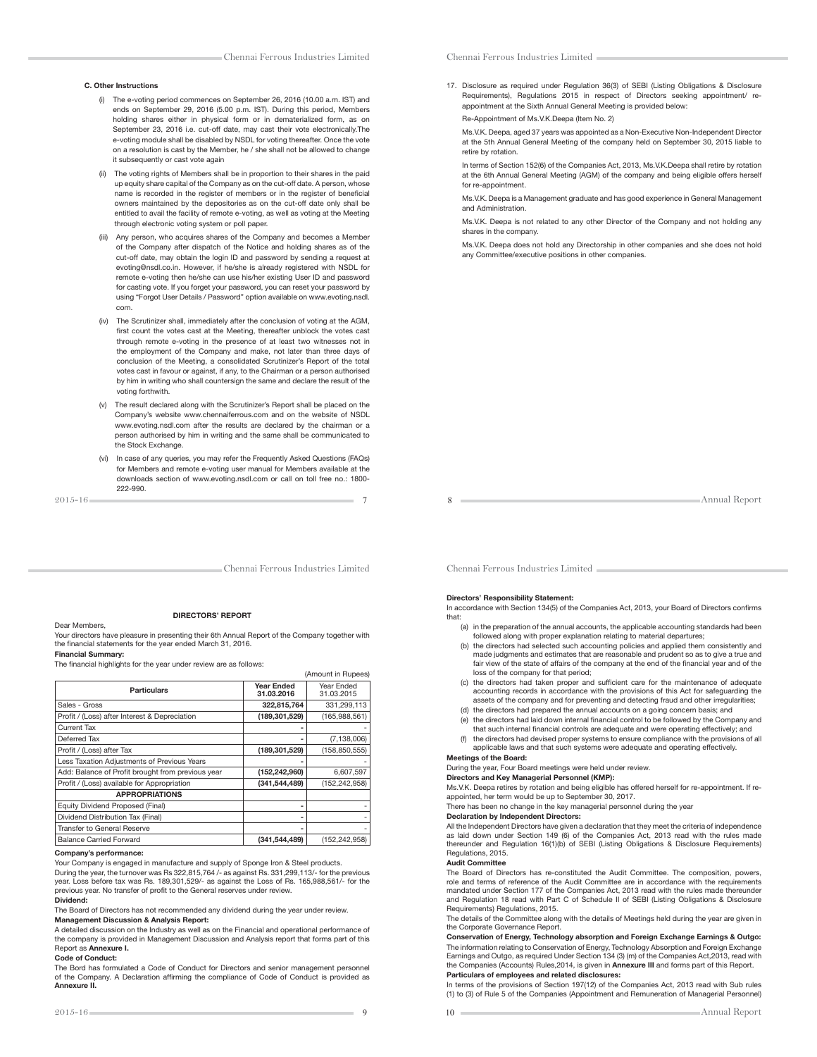### C. Other Instructions

(i) The e-voting period commences on September 26, 2016 (10.00 a.m. IST) and ends on September 29, 2016 (5.00 p.m. IST). During this period, Members holding shares either in physical form or in dematerialized form, as on September 23, 2016 i.e. cut-off date, may cast their vote electronically.The e-voting module shall be disabled by NSDL for voting thereafter. Once the vote on a resolution is cast by the Member, he / she shall not be allowed to change it subsequently or cast vote again

(ii) The voting rights of Members shall be in proportion to their shares in the paid up equity share capital of the Company as on the cut-off date. A person, whose name is recorded in the register of members or in the register of beneficial owners maintained by the depositories as on the cut-off date only shall be entitled to avail the facility of remote e-voting, as well as voting at the Meeting through electronic voting system or poll paper.

(iii) Any person, who acquires shares of the Company and becomes a Member of the Company after dispatch of the Notice and holding shares as of the cut-off date, may obtain the login ID and password by sending a request at evoting@nsdl.co.in. However, if he/she is already registered with NSDL for remote e-voting then he/she can use his/her existing User ID and password for casting vote. If you forget your password, you can reset your password by using "Forgot User Details / Password" option available on www.evoting.nsdl.com.

(iv) The Scrutinizer shall, immediately after the conclusion of voting at the AGM, first count the votes cast at the Meeting, thereafter unblock the votes cast through remote e-voting in the presence of at least two witnesses not in the employment of the Company and make, not later than three days of conclusion of the Meeting, a consolidated Scrutinizer's Report of the total votes cast in favour or against, if any, to the Chairman or a person authorised by him in writing who shall countersign the same and declare the result of the voting forthwith.

(v) The result declared along with the Scrutinizer's Report shall be placed on the Company's website www.chennaiferrous.com and on the website of NSDL www.evoting.nsdl.com after the results are declared by the chairman or a person authorised by him in writing and the same shall be communicated to the Stock Exchange.

(vi) In case of any queries, you may refer the Frequently Asked Questions (FAQs) for Members and remote e-voting user manual for Members available at the downloads section of www.evoting.nsdl.com or call on toll free no.: 1800-222-990.

17. Disclosure as required under Regulation 36(3) of SEBI (Listing Obligations & Disclosure Requirements), Regulations 2015 in respect of Directors seeking appointment/ re-appointment at the Sixth Annual General Meeting is provided below:

Re-Appointment of Ms.V.K.Deepa (Item No. 2)

Ms.V.K. Deepa, aged 37 years was appointed as a Non-Executive Non-Independent Director at the 5th Annual General Meeting of the company held on September 30, 2015 liable to retire by rotation.

In terms of Section 152(6) of the Companies Act, 2013, Ms.V.K.Deepa shall retire by rotation at the 6th Annual General Meeting (AGM) of the company and being eligible offers herself for re-appointment.

Ms.V.K. Deepa is a Management graduate and has good experience in General Management and Administration.

Ms.V.K. Deepa is not related to any other Director of the Company and not holding any shares in the company.

Ms.V.K. Deepa does not hold any Directorship in other companies and she does not hold any Committee/executive positions in other companies.

## DIRECTORS' REPORT

Dear Members,

Your directors have pleasure in presenting their 6th Annual Report of the Company together with the financial statements for the year ended March 31, 2016.

**Financial Summary:**

The financial highlights for the year under review are as follows:

(Amount in Rupees)

| Particulars | Year Ended 31.03.2016 | Year Ended 31.03.2015 |
|---|---|---|
| Sales - Gross | **322,815,764** | 331,299,113 |
| Profit / (Loss) after Interest & Depreciation | **(189,301,529)** | (165,988,561) |
| Current Tax | **-** | - |
| Deferred Tax | **-** | (7,138,006) |
| Profit / (Loss) after Tax | **(189,301,529)** | (158,850,555) |
| Less Taxation Adjustments of Previous Years | **-** | - |
| Add: Balance of Profit brought from previous year | **(152,242,960)** | 6,607,597 |
| Profit / (Loss) available for Appropriation | **(341,544,489)** | (152,242,958) |
| **APPROPRIATIONS** | | |
| Equity Dividend Proposed (Final) | **-** | - |
| Dividend Distribution Tax (Final) | **-** | - |
| Transfer to General Reserve | **-** | - |
| Balance Carried Forward | **(341,544,489)** | (152,242,958) |

**Company's performance:**

Your Company is engaged in manufacture and supply of Sponge Iron & Steel products.

During the year, the turnover was Rs 322,815,764 /- as against Rs. 331,299,113/- for the previous year. Loss before tax was Rs. 189,301,529/- as against the Loss of Rs. 165,988,561/- for the previous year. No transfer of profit to the General reserves under review.

**Dividend:**

The Board of Directors has not recommended any dividend during the year under review.

**Management Discussion & Analysis Report:**

A detailed discussion on the Industry as well as on the Financial and operational performance of the company is provided in Management Discussion and Analysis report that forms part of this Report as **Annexure I.**

**Code of Conduct:**

The Bord has formulated a Code of Conduct for Directors and senior management personnel of the Company. A Declaration affirming the compliance of Code of Conduct is provided as **Annexure II.**

**Directors' Responsibility Statement:**

In accordance with Section 134(5) of the Companies Act, 2013, your Board of Directors confirms that:

(a) in the preparation of the annual accounts, the applicable accounting standards had been followed along with proper explanation relating to material departures;

(b) the directors had selected such accounting policies and applied them consistently and made judgments and estimates that are reasonable and prudent so as to give a true and fair view of the state of affairs of the company at the end of the financial year and of the loss of the company for that period;

(c) the directors had taken proper and sufficient care for the maintenance of adequate accounting records in accordance with the provisions of this Act for safeguarding the assets of the company and for preventing and detecting fraud and other irregularities;

(d) the directors had prepared the annual accounts on a going concern basis; and

(e) the directors had laid down internal financial control to be followed by the Company and that such internal financial controls are adequate and were operating effectively; and

(f) the directors had devised proper systems to ensure compliance with the provisions of all applicable laws and that such systems were adequate and operating effectively.

**Meetings of the Board:**

During the year, Four Board meetings were held under review.

**Directors and Key Managerial Personnel (KMP):**

Ms.V.K. Deepa retires by rotation and being eligible has offered herself for re-appointment. If re-appointed, her term would be up to September 30, 2017.

There has been no change in the key managerial personnel during the year

**Declaration by Independent Directors:**

All the Independent Directors have given a declaration that they meet the criteria of independence as laid down under Section 149 (6) of the Companies Act, 2013 read with the rules made thereunder and Regulation 16(1)(b) of SEBI (Listing Obligations & Disclosure Requirements) Regulations, 2015.

**Audit Committee**

The Board of Directors has re-constituted the Audit Committee. The composition, powers, role and terms of reference of the Audit Committee are in accordance with the requirements mandated under Section 177 of the Companies Act, 2013 read with the rules made thereunder and Regulation 18 read with Part C of Schedule II of SEBI (Listing Obligations & Disclosure Requirements) Regulations, 2015.

The details of the Committee along with the details of Meetings held during the year are given in the Corporate Governance Report.

**Conservation of Energy, Technology absorption and Foreign Exchange Earnings & Outgo:**

The information relating to Conservation of Energy, Technology Absorption and Foreign Exchange Earnings and Outgo, as required Under Section 134 (3) (m) of the Companies Act,2013, read with the Companies (Accounts) Rules,2014, is given in **Annexure III** and forms part of this Report.

**Particulars of employees and related disclosures:**

In terms of the provisions of Section 197(12) of the Companies Act, 2013 read with Sub rules (1) to (3) of Rule 5 of the Companies (Appointment and Remuneration of Managerial Personnel)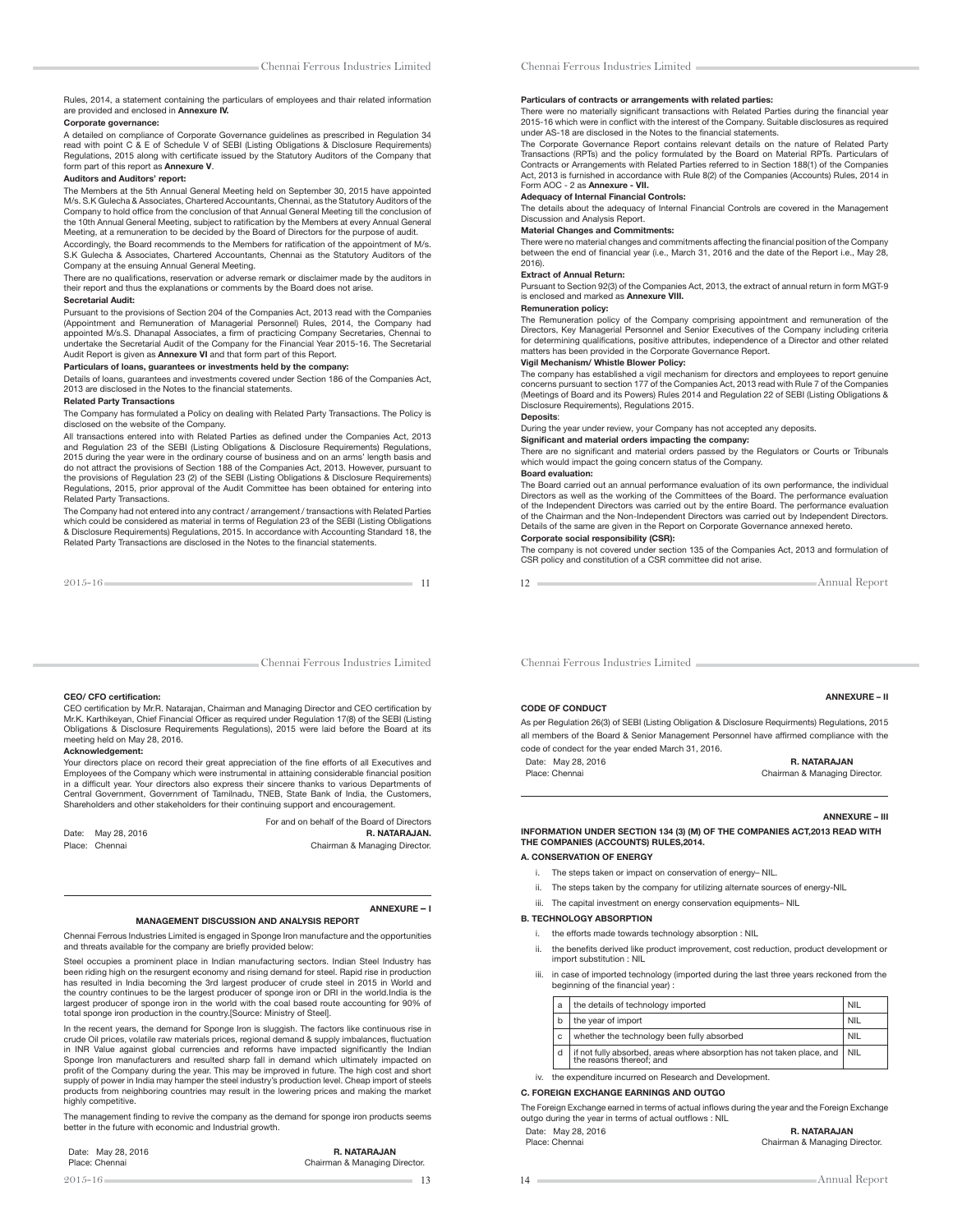Rules, 2014, a statement containing the particulars of employees and thair related information are provided and enclosed in **Annexure IV.**

**Corporate governance:**

A detailed on compliance of Corporate Governance guidelines as prescribed in Regulation 34 read with point C & E of Schedule V of SEBI (Listing Obligations & Disclosure Requirements) Regulations, 2015 along with certificate issued by the Statutory Auditors of the Company that form part of this report as **Annexure V**.

**Auditors and Auditors' report:**

The Members at the 5th Annual General Meeting held on September 30, 2015 have appointed M/s. S.K Gulecha & Associates, Chartered Accountants, Chennai, as the Statutory Auditors of the Company to hold office from the conclusion of that Annual General Meeting till the conclusion of the 10th Annual General Meeting, subject to ratification by the Members at every Annual General Meeting, at a remuneration to be decided by the Board of Directors for the purpose of audit.

Accordingly, the Board recommends to the Members for ratification of the appointment of M/s. S.K Gulecha & Associates, Chartered Accountants, Chennai as the Statutory Auditors of the Company at the ensuing Annual General Meeting.

There are no qualifications, reservation or adverse remark or disclaimer made by the auditors in their report and thus the explanations or comments by the Board does not arise.

**Secretarial Audit:**

Pursuant to the provisions of Section 204 of the Companies Act, 2013 read with the Companies (Appointment and Remuneration of Managerial Personnel) Rules, 2014, the Company had appointed M/s.S. Dhanapal Associates, a firm of practicing Company Secretaries, Chennai to undertake the Secretarial Audit of the Company for the Financial Year 2015-16. The Secretarial Audit Report is given as **Annexure VI** and that form part of this Report.

**Particulars of loans, guarantees or investments held by the company:**

Details of loans, guarantees and investments covered under Section 186 of the Companies Act, 2013 are disclosed in the Notes to the financial statements.

**Related Party Transactions**

The Company has formulated a Policy on dealing with Related Party Transactions. The Policy is disclosed on the website of the Company.

All transactions entered into with Related Parties as defined under the Companies Act, 2013 and Regulation 23 of the SEBI (Listing Obligations & Disclosure Requirements) Regulations, 2015 during the year were in the ordinary course of business and on an arms' length basis and do not attract the provisions of Section 188 of the Companies Act, 2013. However, pursuant to the provisions of Regulation 23 (2) of the SEBI (Listing Obligations & Disclosure Requirements) Regulations, 2015, prior approval of the Audit Committee has been obtained for entering into Related Party Transactions.

The Company had not entered into any contract / arrangement / transactions with Related Parties which could be considered as material in terms of Regulation 23 of the SEBI (Listing Obligations & Disclosure Requirements) Regulations, 2015. In accordance with Accounting Standard 18, the Related Party Transactions are disclosed in the Notes to the financial statements.

**Particulars of contracts or arrangements with related parties:**

There were no materially significant transactions with Related Parties during the financial year 2015-16 which were in conflict with the interest of the Company. Suitable disclosures as required under AS-18 are disclosed in the Notes to the financial statements.

The Corporate Governance Report contains relevant details on the nature of Related Party Transactions (RPTs) and the policy formulated by the Board on Material RPTs. Particulars of Contracts or Arrangements with Related Parties referred to in Section 188(1) of the Companies Act, 2013 is furnished in accordance with Rule 8(2) of the Companies (Accounts) Rules, 2014 in Form AOC - 2 as **Annexure - VII.**

**Adequacy of Internal Financial Controls:**

The details about the adequacy of Internal Financial Controls are covered in the Management Discussion and Analysis Report.

**Material Changes and Commitments:**

There were no material changes and commitments affecting the financial position of the Company between the end of financial year (i.e., March 31, 2016 and the date of the Report i.e., May 28, 2016).

**Extract of Annual Return:**

Pursuant to Section 92(3) of the Companies Act, 2013, the extract of annual return in form MGT-9 is enclosed and marked as **Annexure VIII.**

**Remuneration policy:**

The Remuneration policy of the Company comprising appointment and remuneration of the Directors, Key Managerial Personnel and Senior Executives of the Company including criteria for determining qualifications, positive attributes, independence of a Director and other related matters has been provided in the Corporate Governance Report.

**Vigil Mechanism/ Whistle Blower Policy:**

The company has established a vigil mechanism for directors and employees to report genuine concerns pursuant to section 177 of the Companies Act, 2013 read with Rule 7 of the Companies (Meetings of Board and its Powers) Rules 2014 and Regulation 22 of SEBI (Listing Obligations & Disclosure Requirements), Regulations 2015.

**Deposits**:

During the year under review, your Company has not accepted any deposits.

**Significant and material orders impacting the company:**

There are no significant and material orders passed by the Regulators or Courts or Tribunals which would impact the going concern status of the Company.

**Board evaluation:**

The Board carried out an annual performance evaluation of its own performance, the individual Directors as well as the working of the Committees of the Board. The performance evaluation of the Independent Directors was carried out by the entire Board. The performance evaluation of the Chairman and the Non-Independent Directors was carried out by Independent Directors. Details of the same are given in the Report on Corporate Governance annexed hereto.

**Corporate social responsibility (CSR):**

The company is not covered under section 135 of the Companies Act, 2013 and formulation of CSR policy and constitution of a CSR committee did not arise.

**CEO/ CFO certification:**

CEO certification by Mr.R. Natarajan, Chairman and Managing Director and CEO certification by Mr.K. Karthikeyan, Chief Financial Officer as required under Regulation 17(8) of the SEBI (Listing Obligations & Disclosure Requirements Regulations), 2015 were laid before the Board at its meeting held on May 28, 2016.

**Acknowledgement:**

Your directors place on record their great appreciation of the fine efforts of all Executives and Employees of the Company which were instrumental in attaining considerable financial position in a difficult year. Your directors also express their sincere thanks to various Departments of Central Government, Government of Tamilnadu, TNEB, State Bank of India, the Customers, Shareholders and other stakeholders for their continuing support and encouragement.

For and on behalf of the Board of Directors

Date: May 28, 2016
Place: Chennai

**R. NATARAJAN.**
Chairman & Managing Director.

**ANNEXURE – I**

## MANAGEMENT DISCUSSION AND ANALYSIS REPORT

Chennai Ferrous Industries Limited is engaged in Sponge Iron manufacture and the opportunities and threats available for the company are briefly provided below:

Steel occupies a prominent place in Indian manufacturing sectors. Indian Steel Industry has been riding high on the resurgent economy and rising demand for steel. Rapid rise in production has resulted in India becoming the 3rd largest producer of crude steel in 2015 in World and the country continues to be the largest producer of sponge iron or DRI in the world.India is the largest producer of sponge iron in the world with the coal based route accounting for 90% of total sponge iron production in the country.[Source: Ministry of Steel].

In the recent years, the demand for Sponge Iron is sluggish. The factors like continuous rise in crude Oil prices, volatile raw materials prices, regional demand & supply imbalances, fluctuation in INR Value against global currencies and reforms have impacted significantly the Indian Sponge Iron manufacturers and resulted sharp fall in demand which ultimately impacted on profit of the Company during the year. This may be improved in future. The high cost and short supply of power in India may hamper the steel industry's production level. Cheap import of steels products from neighboring countries may result in the lowering prices and making the market highly competitive.

The management finding to revive the company as the demand for sponge iron products seems better in the future with economic and Industrial growth.

Date: May 28, 2016
Place: Chennai

**R. NATARAJAN**
Chairman & Managing Director.

**ANNEXURE – II**

**CODE OF CONDUCT**

As per Regulation 26(3) of SEBI (Listing Obligation & Disclosure Requirments) Regulations, 2015 all members of the Board & Senior Management Personnel have affirmed compliance with the code of condect for the year ended March 31, 2016.

Date: May 28, 2016
Place: Chennai

**R. NATARAJAN**
Chairman & Managing Director.

**ANNEXURE – III**

**INFORMATION UNDER SECTION 134 (3) (M) OF THE COMPANIES ACT,2013 READ WITH THE COMPANIES (ACCOUNTS) RULES,2014.**

**A. CONSERVATION OF ENERGY**

i. The steps taken or impact on conservation of energy– NIL.

ii. The steps taken by the company for utilizing alternate sources of energy-NIL

iii. The capital investment on energy conservation equipments– NIL

**B. TECHNOLOGY ABSORPTION**

i. the efforts made towards technology absorption : NIL

ii. the benefits derived like product improvement, cost reduction, product development or import substitution : NIL

iii. in case of imported technology (imported during the last three years reckoned from the beginning of the financial year) :

| | | |
|---|---|---|
| a | the details of technology imported | NIL |
| b | the year of import | NIL |
| c | whether the technology been fully absorbed | NIL |
| d | if not fully absorbed, areas where absorption has not taken place, and the reasons thereof; and | NIL |

iv. the expenditure incurred on Research and Development.

**C. FOREIGN EXCHANGE EARNINGS AND OUTGO**

The Foreign Exchange earned in terms of actual inflows during the year and the Foreign Exchange outgo during the year in terms of actual outflows : NIL

Date: May 28, 2016
Place: Chennai

**R. NATARAJAN**
Chairman & Managing Director.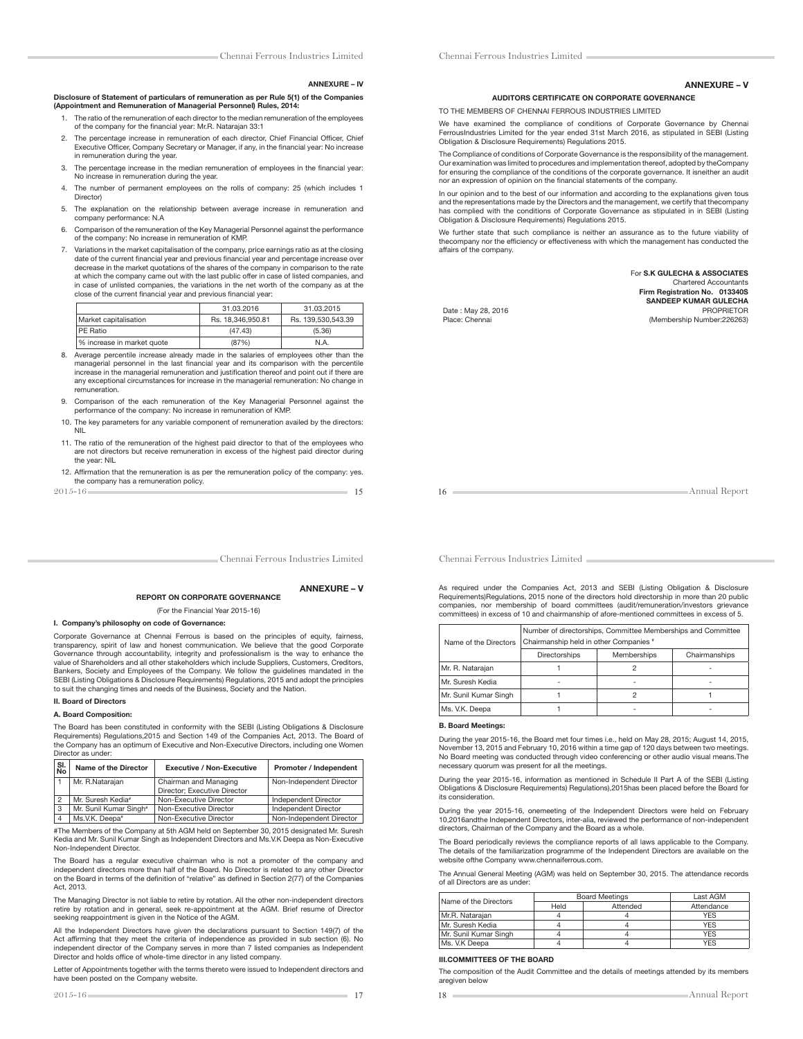## ANNEXURE – IV

**Disclosure of Statement of particulars of remuneration as per Rule 5(1) of the Companies (Appointment and Remuneration of Managerial Personnel) Rules, 2014:**

1. The ratio of the remuneration of each director to the median remuneration of the employees of the company for the financial year: Mr.R. Natarajan 33:1
2. The percentage increase in remuneration of each director, Chief Financial Officer, Chief Executive Officer, Company Secretary or Manager, if any, in the financial year: No increase in remuneration during the year.
3. The percentage increase in the median remuneration of employees in the financial year: No increase in remuneration during the year.
4. The number of permanent employees on the rolls of company: 25 (which includes 1 Director)
5. The explanation on the relationship between average increase in remuneration and company performance: N.A
6. Comparison of the remuneration of the Key Managerial Personnel against the performance of the company: No increase in remuneration of KMP.
7. Variations in the market capitalisation of the company, price earnings ratio as at the closing date of the current financial year and previous financial year and percentage increase over decrease in the market quotations of the shares of the company in comparison to the rate at which the company came out with the last public offer in case of listed companies, and in case of unlisted companies, the variations in the net worth of the company as at the close of the current financial year and previous financial year:

| | 31.03.2016 | 31.03.2015 |
|---|---|---|
| Market capitalisation | Rs. 18,346,950.81 | Rs. 139,530,543.39 |
| PE Ratio | (47.43) | (5.36) |
| % increase in market quote | (87%) | N.A. |

8. Average percentile increase already made in the salaries of employees other than the managerial personnel in the last financial year and its comparison with the percentile increase in the managerial remuneration and justification thereof and point out if there are any exceptional circumstances for increase in the managerial remuneration: No change in remuneration.
9. Comparison of the each remuneration of the Key Managerial Personnel against the performance of the company: No increase in remuneration of KMP.
10. The key parameters for any variable component of remuneration availed by the directors: NIL
11. The ratio of the remuneration of the highest paid director to that of the employees who are not directors but receive remuneration in excess of the highest paid director during the year: NIL
12. Affirmation that the remuneration is as per the remuneration policy of the company: yes. the company has a remuneration policy.

## ANNEXURE – V

### AUDITORS CERTIFICATE ON CORPORATE GOVERNANCE

TO THE MEMBERS OF CHENNAI FERROUS INDUSTRIES LIMITED

We have examined the compliance of conditions of Corporate Governance by Chennai FerrousIndustries Limited for the year ended 31st March 2016, as stipulated in SEBI (Listing Obligation & Disclosure Requirements) Regulations 2015.

The Compliance of conditions of Corporate Governance is the responsibility of the management. Our examination was limited to procedures and implementation thereof, adopted by theCompany for ensuring the compliance of the conditions of the corporate governance. It isneither an audit nor an expression of opinion on the financial statements of the company.

In our opinion and to the best of our information and according to the explanations given tous and the representations made by the Directors and the management, we certify that thecompany has complied with the conditions of Corporate Governance as stipulated in in SEBI (Listing Obligation & Disclosure Requirements) Regulations 2015.

We further state that such compliance is neither an assurance as to the future viability of thecompany nor the efficiency or effectiveness with which the management has conducted the affairs of the company.

For **S.K GULECHA & ASSOCIATES**
Chartered Accountants
**Firm Registration No. 013340S**
**SANDEEP KUMAR GULECHA**
PROPRIETOR
(Membership Number:226263)

Date : May 28, 2016
Place: Chennai

## ANNEXURE – V

### REPORT ON CORPORATE GOVERNANCE

(For the Financial Year 2015-16)

**I. Company's philosophy on code of Governance:**

Corporate Governance at Chennai Ferrous is based on the principles of equity, fairness, transparency, spirit of law and honest communication. We believe that the good Corporate Governance through accountability, integrity and professionalism is the way to enhance the value of Shareholders and all other stakeholders which include Suppliers, Customers, Creditors, Bankers, Society and Employees of the Company. We follow the guidelines mandated in the SEBI (Listing Obligations & Disclosure Requirements) Regulations, 2015 and adopt the principles to suit the changing times and needs of the Business, Society and the Nation.

**II. Board of Directors**

**A. Board Composition:**

The Board has been constituted in conformity with the SEBI (Listing Obligations & Disclosure Requirements) Regulations,2015 and Section 149 of the Companies Act, 2013. The Board of the Company has an optimum of Executive and Non-Executive Directors, including one Women Director as under:

| Sl. No | Name of the Director | Executive / Non-Executive | Promoter / Independent |
|---|---|---|---|
| 1 | Mr. R.Natarajan | Chairman and Managing Director; Executive Director | Non-Independent Director |
| 2 | Mr. Suresh Kedia# | Non-Executive Director | Independent Director |
| 3 | Mr. Sunil Kumar Singh# | Non-Executive Director | Independent Director |
| 4 | Ms.V.K. Deepa# | Non-Executive Director | Non-Independent Director |

#The Members of the Company at 5th AGM held on September 30, 2015 designated Mr. Suresh Kedia and Mr. Sunil Kumar Singh as Independent Directors and Ms.V.K Deepa as Non-Executive Non-Independent Director.

The Board has a regular executive chairman who is not a promoter of the company and independent directors more than half of the Board. No Director is related to any other Director on the Board in terms of the definition of "relative" as defined in Section 2(77) of the Companies Act, 2013.

The Managing Director is not liable to retire by rotation. All the other non-independent directors retire by rotation and in general, seek re-appointment at the AGM. Brief resume of Director seeking reappointment is given in the Notice of the AGM.

All the Independent Directors have given the declarations pursuant to Section 149(7) of the Act affirming that they meet the criteria of independence as provided in sub section (6). No independent director of the Company serves in more than 7 listed companies as Independent Director and holds office of whole-time director in any listed company.

Letter of Appointments together with the terms thereto were issued to Independent directors and have been posted on the Company website.

As required under the Companies Act, 2013 and SEBI (Listing Obligation & Disclosure Requirements)Regulations, 2015 none of the directors hold directorship in more than 20 public companies, nor membership of board committees (audit/remuneration/investors grievance committees) in excess of 10 and chairmanship of afore-mentioned committees in excess of 5.

| Name of the Directors | Number of directorships, Committee Memberships and Committee Chairmanship held in other Companies # | | |
|---|---|---|---|
| | Directorships | Memberships | Chairmanships |
| Mr. R. Natarajan | 1 | 2 | - |
| Mr. Suresh Kedia | - | - | - |
| Mr. Sunil Kumar Singh | 1 | 2 | 1 |
| Ms. V.K. Deepa | 1 | - | - |

**B. Board Meetings:**

During the year 2015-16, the Board met four times i.e., held on May 28, 2015; August 14, 2015, November 13, 2015 and February 10, 2016 within a time gap of 120 days between two meetings. No Board meeting was conducted through video conferencing or other audio visual means.The necessary quorum was present for all the meetings.

During the year 2015-16, information as mentioned in Schedule II Part A of the SEBI (Listing Obligations & Disclosure Requirements) Regulations),2015has been placed before the Board for its consideration.

During the year 2015-16, onemeeting of the Independent Directors were held on February 10,2016andthe Independent Directors, inter-alia, reviewed the performance of non-independent directors, Chairman of the Company and the Board as a whole.

The Board periodically reviews the compliance reports of all laws applicable to the Company. The details of the familiarization programme of the Independent Directors are available on the website ofthe Company www.chennaiferrous.com.

The Annual General Meeting (AGM) was held on September 30, 2015. The attendance records of all Directors are as under:

| Name of the Directors | Board Meetings | | Last AGM |
|---|---|---|---|
| | Held | Attended | Attendance |
| Mr.R. Natarajan | 4 | 4 | YES |
| Mr. Suresh Kedia | 4 | 4 | YES |
| Mr. Sunil Kumar Singh | 4 | 4 | YES |
| Ms. V.K Deepa | 4 | 4 | YES |

**III.COMMITTEES OF THE BOARD**

The composition of the Audit Committee and the details of meetings attended by its members aregiven below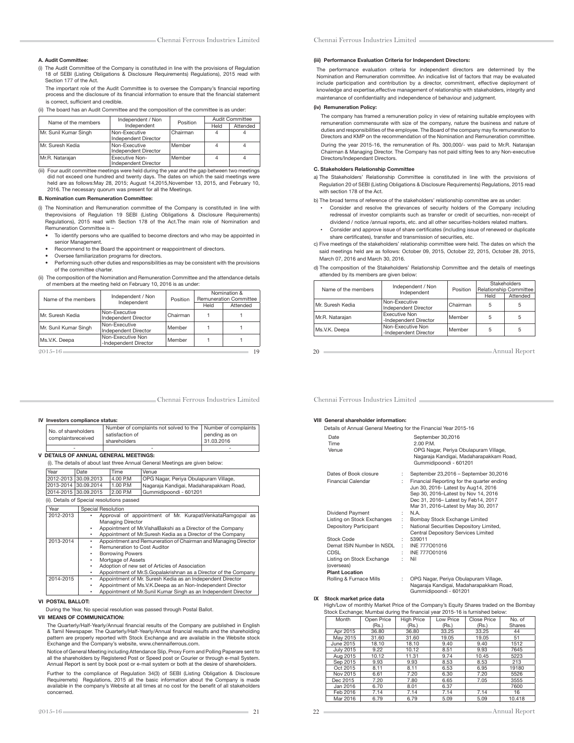### A. Audit Committee:

(i) The Audit Committee of the Company is constituted in line with the provisions of Regulation 18 of SEBI (Listing Obligations & Disclosure Requirements) Regulations), 2015 read with Section 177 of the Act.

The important role of the Audit Committee is to oversee the Company's financial reporting process and the disclosure of its financial information to ensure that the financial statement is correct, sufficient and credible.

(ii) The board has an Audit Committee and the composition of the committee is as under:

| Name of the members | Independent / Non Independent | Position | Audit Committee | |
|---|---|---|---|---|
| | | | Held | Attended |
| Mr. Sunil Kumar Singh | Non-Executive Independent Director | Chairman | 4 | 4 |
| Mr. Suresh Kedia | Non-Executive Independent Director | Member | 4 | 4 |
| Mr.R. Natarajan | Executive Non-Independent Director | Member | 4 | 4 |

(iii) Four audit committee meetings were held during the year and the gap between two meetings did not exceed one hundred and twenty days. The dates on which the said meetings were held are as follows:May 28, 2015; August 14,2015,November 13, 2015, and February 10, 2016. The necessary quorum was present for all the Meetings.

### B. Nomination cum Remuneration Committee:

(i) The Nomination and Remuneration committee of the Company is constituted in line with theprovisions of Regulation 19 SEBI (Listing Obligations & Disclosure Requirements) Regulations), 2015 read with Section 178 of the Act.The main role of Nomination and Remuneration Committee is –

- To identify persons who are qualified to become directors and who may be appointed in senior Management.
- Recommend to the Board the appointment or reappointment of directors.
- Oversee familiarization programs for directors.
- Performing such other duties and responsibilities as may be consistent with the provisions of the committee charter.

(ii) The composition of the Nomination and Remuneration Committee and the attendance details of members at the meeting held on February 10, 2016 is as under:

| Name of the members | Independent / Non Independent | Position | Nomination & Remuneration Committee | |
|---|---|---|---|---|
| | | | Held | Attended |
| Mr. Suresh Kedia | Non-Executive Independent Director | Chairman | 1 | 1 |
| Mr. Sunil Kumar Singh | Non-Executive Independent Director | Member | 1 | 1 |
| Ms.V.K. Deepa | Non-Executive Non -Independent Director | Member | 1 | 1 |

#### (iii) Performance Evaluation Criteria for Independent Directors:

The performance evaluation criteria for independent directors are determined by the Nomination and Remuneration committee. An indicative list of factors that may be evaluated include participation and contribution by a director, commitment, effective deployment of knowledge and expertise,effective management of relationship with stakeholders, integrity and maintenance of confidentiality and independence of behaviour and judgment.

#### (iv) Remuneration Policy:

The company has framed a remuneration policy in view of retaining suitable employees with remuneration commensurate with size of the company, nature the business and nature of duties and responsibilities of the employee. The Board of the company may fix remuneration to Directors and KMP on the recommendation of the Nomination and Remuneration committee.

During the year 2015-16, the remuneration of Rs. 300,000/- was paid to Mr.R. Natarajan Chairman & Managing Director. The Company has not paid sitting fees to any Non-executive Directors/Independant Directors.

### C. Stakeholders Relationship Committee

a) The Stakeholders' Relationship Committee is constituted in line with the provisions of Regulation 20 of SEBI (Listing Obligations & Disclosure Requirements) Regulations, 2015 read with section 178 of the Act.

b) The broad terms of reference of the stakeholders' relationship committee are as under:

- Consider and resolve the grievances of security holders of the Company including redressal of investor complaints such as transfer or credit of securities, non-receipt of dividend / notice /annual reports, etc. and all other securities-holders related matters.
- Consider and approve issue of share certificates (including issue of renewed or duplicate share certificates), transfer and transmission of securities, etc.

c) Five meetings of the stakeholders' relationship committee were held. The dates on which the said meetings held are as follows: October 09, 2015, October 22, 2015, October 28, 2015, March 07, 2016 and March 30, 2016.

d) The composition of the Stakeholders' Relationship Committee and the details of meetings attended by its members are given below:

| Name of the members | Independent / Non Independent | Position | Stakeholders Relationship Committee | |
|---|---|---|---|---|
| | | | Held | Attended |
| Mr. Suresh Kedia | Non-Executive Independent Director | Chairman | 5 | 5 |
| Mr.R. Natarajan | Executive Non -Independent Director | Member | 5 | 5 |
| Ms.V.K. Deepa | Non-Executive Non -Independent Director | Member | 5 | 5 |

### IV Investors compliance status:

| No. of shareholders complaintsreceived | Number of complaints not solved to the satisfaction of shareholders | Number of complaints pending as on 31.03.2016 |
|---|---|---|
| - | - | - |

### V DETAILS OF ANNUAL GENERAL MEETINGS:

(i). The details of about last three Annual General Meetings are given below:

| Year | Date | Time | Venue |
|---|---|---|---|
| 2012-2013 | 30.09.2013 | 4.00 P.M | OPG Nagar, Periya Obulapuram Village, |
| 2013-2014 | 30.09.2014 | 1.00 P.M | Nagaraja Kandigai, Madaharapakkam Road, |
| 2014-2015 | 30.09.2015 | 2.00 P.M | Gummidipoondi - 601201 |

(ii). Details of Special resolutions passed

| Year | Special Resolution |
|---|---|
| 2012-2013 | • Approval of appointment of Mr. KurapatiVenkataRamgopal as Managing Director<br>• Appointment of Mr.VishalBakshi as a Director of the Company<br>• Appointment of Mr.Suresh Kedia as a Director of the Company |
| 2013-2014 | • Appointment and Remuneration of Chairman and Managing Director<br>• Remuneration to Cost Auditor<br>• Borrowing Powers<br>• Mortgage of Assets<br>• Adoption of new set of Articles of Association<br>• Appointment of Mr.S.Gopalakrishnan as a Director of the Company |
| 2014-2015 | • Appointment of Mr. Suresh Kedia as an Independent Director<br>• Appointment of Ms.V.K.Deepa as an Non-Independent Director<br>• Appointment of Mr.Sunil Kumar Singh as an Independent Director |

### VI POSTAL BALLOT:

During the Year, No special resolution was passed through Postal Ballot.

### VII MEANS OF COMMUNICATION:

The Quarterly/Half-Yearly/Annual financial results of the Company are published in English & Tamil Newspaper. The Quarterly/Half-Yearly/Annual financial results and the shareholding pattern are properly reported with Stock Exchange and are available in the Website stock Exchange and the Company's website, www.chennaiferrous.com.

Notice of General Meeting including Attendance Slip, Proxy Form and Polling Paperare sent to all the shareholders by Registered Post or Speed post or Courier or through e-mail System. Annual Report is sent by book post or e-mail system or both at the desire of shareholders.

Further to the compliance of Regulation 34(3) of SEBI (Listing Obligation & Disclosure Requiremets) Regulations, 2015 all the basic information about the Company is made available in the company's Website at all times at no cost for the benefit of all stakeholders concerned.

### VIII General shareholder information:

Details of Annual General Meeting for the Financial Year 2015-16

| | | |
|---|---|---|
| Date | | September 30,2016 |
| Time | | 2.00 P.M. |
| Venue | | OPG Nagar, Periya Obulapuram Village, Nagaraja Kandigai, Madaharapakkam Road, Gummidipoondi - 601201 |
| Dates of Book closure | : | September 23,2016 – September 30,2016 |
| Financial Calendar | : | Financial Reporting for the quarter ending Jun 30, 2016- Latest by Aug14, 2016<br>Sep 30, 2016–Latest by Nov 14, 2016<br>Dec 31, 2016– Latest by Feb14, 2017<br>Mar 31, 2016–Latest by May 30, 2017 |
| Dividend Payment | : | N.A. |
| Listing on Stock Exchanges | : | Bombay Stock Exchange Limited |
| Depository Participant | : | National Securities Depository Limited, Central Depository Services Limited |
| Stock Code | : | 539011 |
| Demat ISIN Number In NSDL | : | INE 777O01016 |
| CDSL | : | INE 777O01016 |
| Listing on Stock Exchange (overseas) | : | Nil |
| **Plant Location** | | |
| Rolling & Furnace Mills | : | OPG Nagar, Periya Obulapuram Village, Nagaraja Kandigai, Madaharapakkam Road, Gummidipoondi - 601201 |

### IX Stock market price data

High/Low of monthly Market Price of the Company's Equity Shares traded on the Bombay Stock Exchange; Mumbai during the financial year 2015-16 is furnished below:

| Month | Open Price (Rs.) | High Price (Rs.) | Low Price (Rs.) | Close Price (Rs.) | No. of Shares |
|---|---|---|---|---|---|
| Apr 2015 | 36.80 | 36.80 | 33.25 | 33.25 | 44 |
| May 2015 | 31.60 | 31.60 | 19.05 | 19.05 | 51 |
| June 2015 | 18.10 | 18.10 | 9.40 | 9.40 | 1512 |
| July 2015 | 9.22 | 10.12 | 8.51 | 9.93 | 7645 |
| Aug 2015 | 10.12 | 11.31 | 9.74 | 10.45 | 5223 |
| Sep 2015 | 9.93 | 9.93 | 8.53 | 8.53 | 213 |
| Oct 2015 | 8.11 | 8.11 | 6.53 | 6.95 | 19180 |
| Nov 2015 | 6.61 | 7.20 | 6.30 | 7.20 | 5526 |
| Dec 2015 | 7.20 | 7.80 | 6.65 | 7.05 | 3555 |
| Jan 2016 | 6.70 | 8.01 | 6.37 | | 7600 |
| Feb 2016 | 7.14 | 7.14 | 7.14 | 7.14 | 16 |
| Mar 2016 | 6.79 | 6.79 | 5.09 | 5.09 | 10.418 |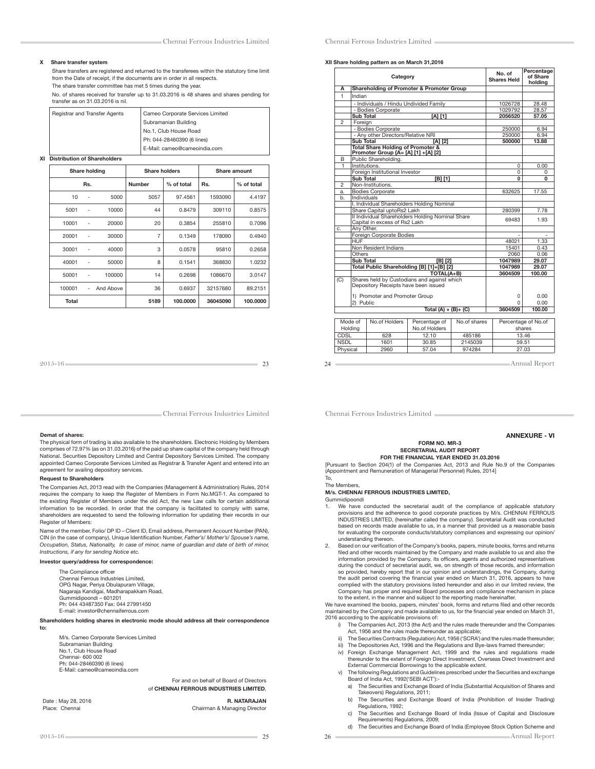### X Share transfer system

Share transfers are registered and returned to the transferees within the statutory time limit from the Date of receipt, if the documents are in order in all respects.

The share transfer committee has met 5 times during the year.

No. of shares received for transfer up to 31.03.2016 is 48 shares and shares pending for transfer as on 31.03.2016 is nil.

| Registrar and Transfer Agents | Cameo Corporate Services Limited<br>Subramanian Building<br>No.1, Club House Road<br>Ph: 044-28460390 (6 lines)<br>E-Mail: cameo@cameoindia.com |
|---|---|

### XI Distribution of Shareholders

| Share holding Rs. | Share holders Number | Share holders % of total | Share amount Rs. | Share amount % of total |
|---|---|---|---|---|
| 10 - 5000 | 5057 | 97.4561 | 1593090 | 4.4197 |
| 5001 - 10000 | 44 | 0.8479 | 309110 | 0.8575 |
| 10001 - 20000 | 20 | 0.3854 | 255810 | 0.7096 |
| 20001 - 30000 | 7 | 0.1349 | 178090 | 0.4940 |
| 30001 - 40000 | 3 | 0.0578 | 95810 | 0.2658 |
| 40001 - 50000 | 8 | 0.1541 | 368830 | 1.0232 |
| 50001 - 100000 | 14 | 0.2698 | 1086670 | 3.0147 |
| 100001 - And Above | 36 | 0.6937 | 32157680 | 89.2151 |
| Total | 5189 | 100.0000 | 36045090 | 100.0000 |

### XII Share holding pattern as on March 31,2016

| | Category | No. of Shares Held | Percentage of Share holding |
|---|---|---|---|
| A | **Shareholding of Promoter & Promoter Group** | | |
| 1 | Indian | | |
| | - Individuals / Hindu Undivided Family | 1026728 | 28.48 |
| | - Bodies Corporate | 1029792 | 28.57 |
| | **Sub Total [A] [1]** | **2056520** | **57.05** |
| 2 | Foreign | | |
| | - Bodies Corporate | 250000 | 6.94 |
| | - Any other Directors/Relative NRI | 250000 | 6.94 |
| | **Sub Total [A] [2]** | **500000** | **13.88** |
| | **Total Share Holding of Promoter & Promoter Group (A= [A] [1] +[A] [2]** | | |
| B | Public Shareholding. | | |
| 1 | Institutions. | 0 | 0.00 |
| | Foreign Institutional Investor | 0 | 0 |
| | **Sub Total [B] [1]** | **0** | **0** |
| 2 | Non-Institutions. | | |
| a. | Bodies Corporate | 632625 | 17.55 |
| b. | Individuals | | |
| | I. Individual Shareholders Holding Nominal Share Capital uptoRs2 Lakh | 280399 | 7.78 |
| | II Individual Shareholders Holding Nominal Share Capital in excess of Rs2 Lakh | 69483 | 1.93 |
| c. | Any Other. | | |
| | Foreign Corporate Bodies | - | - |
| | HUF | 48021 | 1.33 |
| | Non Resident Indians | 15401 | 0.43 |
| | Others | 2060 | 0.06 |
| | **Sub Total [B] [2]** | **1047989** | **29.07** |
| | **Total Public Shareholding [B] [1]+[B] [2]** | **1047989** | **29.07** |
| | **TOTAL(A+B)** | **3604509** | **100.00** |
| (C) | Shares held by Custodians and against which Depository Receipts have been issued | | |
| | 1) Promoter and Promoter Group | 0 | 0.00 |
| | 2) Public | 0 | 0.00 |
| | **Total (A) + (B)+ (C)** | **3604509** | **100.00** |

| Mode of Holding | No.of Holders | Percentage of No.of Holders | No.of shares | Percentage of No.of shares |
|---|---|---|---|---|
| CDSL | 628 | 12.10 | 485186 | 13.46 |
| NSDL | 1601 | 30.85 | 2145039 | 59.51 |
| Physical | 2960 | 57.04 | 974284 | 27.03 |

**Demat of shares:**

The physical form of trading is also available to the shareholders. Electronic Holding by Members comprises of 72.97% (as on 31.03.2016) of the paid up share capital of the company held through National. Securities Depository Limited and Central Depository Services Limited. The company appointed Cameo Corporate Services Limited as Registrar & Transfer Agent and entered into an agreement for availing depository services.

**Request to Shareholders**

The Companies Act, 2013 read with the Companies (Management & Administration) Rules, 2014 requires the company to keep the Register of Members in Form No.MGT-1. As compared to the existing Register of Members under the old Act, the new Law calls for certain additional information to be recorded. In order that the company is facilitated to comply with same, shareholders are requested to send the following information for updating their records in our Register of Members:

Name of the member, Folio/ DP ID – Client ID, Email address, Permanent Account Number (PAN), CIN (in the case of company), Unique Identification Number, *Father's/ Mother's/ Spouse's name, Occupation, Status, Nationality, In case of minor, name of guardian and date of birth of minor, Instructions, if any for sending Notice etc.*

**Investor query/address for correspondence:**

The Compliance officer
Chennai Ferrous Industries Limited,
OPG Nagar, Periya Obulapuram Village,
Nagaraja Kandigai, Madharapakkam Road,
Gummidipoondi – 601201
Ph: 044 43487350 Fax: 044 27991450
E-mail: investor@chennaiferrous.com

**Shareholders holding shares in electronic mode should address all their correspondence to:**

M/s. Cameo Corporate Services Limited
Subramanian Building
No.1, Club House Road
Chennai- 600 002
Ph: 044-28460390 (6 lines)
E-Mail: cameo@cameoindia.com

For and on behalf of Board of Directors
of **CHENNAI FERROUS INDUSTRIES LIMITED**,

Date : May 28, 2016
Place: Chennai

**R. NATARAJAN**
Chairman & Managing Director

## ANNEXURE - VI

**FORM NO. MR-3**
**SECRETARIAL AUDIT REPORT**
**FOR THE FINANCIAL YEAR ENDED 31.03.2016**

[Pursuant to Section 204(1) of the Companies Act, 2013 and Rule No.9 of the Companies (Appointment and Remuneration of Managerial Personnel) Rules, 2014]

To,

The Members,

**M/s. CHENNAI FERROUS INDUSTRIES LIMITED,**

Gummidipoondi

1. We have conducted the secretarial audit of the compliance of applicable statutory provisions and the adherence to good corporate practices by M/s. CHENNAI FERROUS INDUSTRIES LIMITED, (hereinafter called the company). Secretarial Audit was conducted based on records made available to us, in a manner that provided us a reasonable basis for evaluating the corporate conducts/statutory compliances and expressing our opinion/ understanding thereon.
2. Based on our verification of the Company's books, papers, minute books, forms and returns filed and other records maintained by the Company and made available to us and also the information provided by the Company, its officers, agents and authorized representatives during the conduct of secretarial audit, we, on strength of those records, and information so provided, hereby report that in our opinion and understandings, the Company, during the audit period covering the financial year ended on March 31, 2016, appears to have complied with the statutory provisions listed hereunder and also in our limited review, the Company has proper and required Board processes and compliance mechanism in place to the extent, in the manner and subject to the reporting made hereinafter.

We have examined the books, papers, minutes' book, forms and returns filed and other records maintained by the Company and made available to us, for the financial year ended on March 31, 2016 according to the applicable provisions of:

i) The Companies Act, 2013 (the Act) and the rules made thereunder and the Companies Act, 1956 and the rules made thereunder as applicable;
ii) The Securities Contracts (Regulation) Act, 1956 ('SCRA') and the rules made thereunder;
iii) The Depositories Act, 1996 and the Regulations and Bye-laws framed thereunder;
iv) Foreign Exchange Management Act, 1999 and the rules and regulations made thereunder to the extent of Foreign Direct Investment, Overseas Direct Investment and External Commercial Borrowings to the applicable extent.
v) The following Regulations and Guidelines prescribed under the Securities and exchange Board of India Act, 1992('SEBI ACT'):-
   a) The Securities and Exchange Board of India (Substantial Acquisition of Shares and Takeovers) Regulations, 2011;
   b) The Securities and Exchange Board of India (Prohibition of Insider Trading) Regulations, 1992;
   c) The Securities and Exchange Board of India (Issue of Capital and Disclosure Requirements) Regulations, 2009;
   d) The Securities and Exchange Board of India (Employee Stock Option Scheme and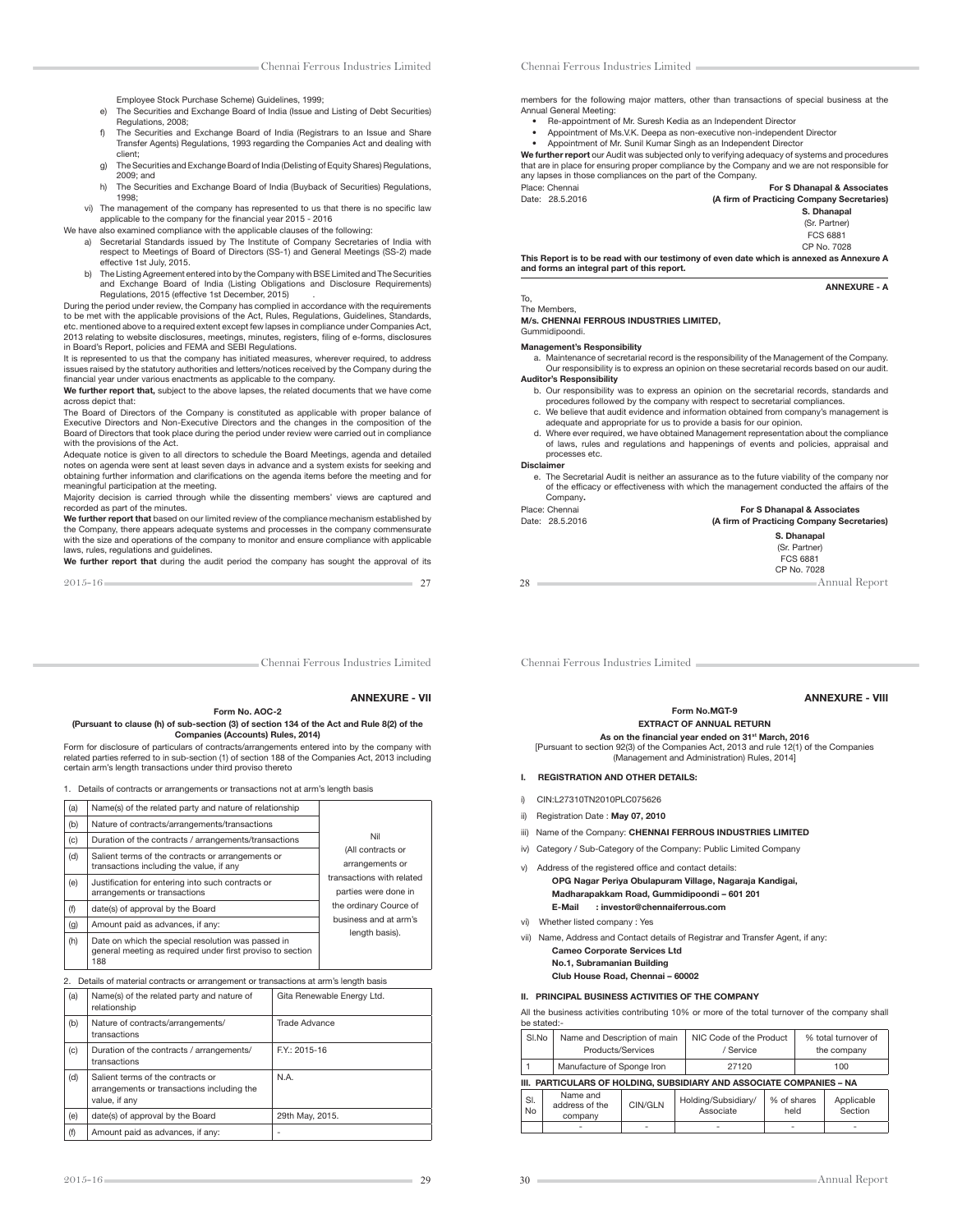Employee Stock Purchase Scheme) Guidelines, 1999;

e) The Securities and Exchange Board of India (Issue and Listing of Debt Securities) Regulations, 2008;

f) The Securities and Exchange Board of India (Registrars to an Issue and Share Transfer Agents) Regulations, 1993 regarding the Companies Act and dealing with client;

g) The Securities and Exchange Board of India (Delisting of Equity Shares) Regulations, 2009; and

h) The Securities and Exchange Board of India (Buyback of Securities) Regulations, 1998;

vi) The management of the company has represented to us that there is no specific law applicable to the company for the financial year 2015 - 2016

We have also examined compliance with the applicable clauses of the following:

a) Secretarial Standards issued by The Institute of Company Secretaries of India with respect to Meetings of Board of Directors (SS-1) and General Meetings (SS-2) made effective 1st July, 2015.

b) The Listing Agreement entered into by the Company with BSE Limited and The Securities and Exchange Board of India (Listing Obligations and Disclosure Requirements) Regulations, 2015 (effective 1st December, 2015)

During the period under review, the Company has complied in accordance with the requirements to be met with the applicable provisions of the Act, Rules, Regulations, Guidelines, Standards, etc. mentioned above to a required extent except few lapses in compliance under Companies Act, 2013 relating to website disclosures, meetings, minutes, registers, filing of e-forms, disclosures in Board's Report, policies and FEMA and SEBI Regulations.

It is represented to us that the company has initiated measures, wherever required, to address issues raised by the statutory authorities and letters/notices received by the Company during the financial year under various enactments as applicable to the company.

**We further report that,** subject to the above lapses, the related documents that we have come across depict that:

The Board of Directors of the Company is constituted as applicable with proper balance of Executive Directors and Non-Executive Directors and the changes in the composition of the Board of Directors that took place during the period under review were carried out in compliance with the provisions of the Act.

Adequate notice is given to all directors to schedule the Board Meetings, agenda and detailed notes on agenda were sent at least seven days in advance and a system exists for seeking and obtaining further information and clarifications on the agenda items before the meeting and for meaningful participation at the meeting.

Majority decision is carried through while the dissenting members' views are captured and recorded as part of the minutes.

**We further report that** based on our limited review of the compliance mechanism established by the Company, there appears adequate systems and processes in the company commensurate with the size and operations of the company to monitor and ensure compliance with applicable laws, rules, regulations and guidelines.

**We further report that** during the audit period the company has sought the approval of its members for the following major matters, other than transactions of special business at the Annual General Meeting:

- Re-appointment of Mr. Suresh Kedia as an Independent Director
- Appointment of Ms.V.K. Deepa as non-executive non-independent Director
- Appointment of Mr. Sunil Kumar Singh as an Independent Director

**We further report** our Audit was subjected only to verifying adequacy of systems and procedures that are in place for ensuring proper compliance by the Company and we are not responsible for any lapses in those compliances on the part of the Company.

Place: Chennai
Date: 28.5.2016

**For S Dhanapal & Associates**
**(A firm of Practicing Company Secretaries)**
**S. Dhanapal**
(Sr. Partner)
FCS 6881
CP No. 7028

**This Report is to be read with our testimony of even date which is annexed as Annexure A and forms an integral part of this report.**

**ANNEXURE - A**

To,
The Members,
**M/s. CHENNAI FERROUS INDUSTRIES LIMITED,**
Gummidipoondi.

**Management's Responsibility**

a. Maintenance of secretarial record is the responsibility of the Management of the Company. Our responsibility is to express an opinion on these secretarial records based on our audit.

**Auditor's Responsibility**

b. Our responsibility was to express an opinion on the secretarial records, standards and procedures followed by the company with respect to secretarial compliances.

c. We believe that audit evidence and information obtained from company's management is adequate and appropriate for us to provide a basis for our opinion.

d. Where ever required, we have obtained Management representation about the compliance of laws, rules and regulations and happenings of events and policies, appraisal and processes etc.

**Disclaimer**

e. The Secretarial Audit is neither an assurance as to the future viability of the company nor of the efficacy or effectiveness with which the management conducted the affairs of the Company**.**

Place: Chennai
Date: 28.5.2016

**For S Dhanapal & Associates**
**(A firm of Practicing Company Secretaries)**
**S. Dhanapal**
(Sr. Partner)
FCS 6881
CP No. 7028

**ANNEXURE - VII**

**Form No. AOC-2**

**(Pursuant to clause (h) of sub-section (3) of section 134 of the Act and Rule 8(2) of the Companies (Accounts) Rules, 2014)**

Form for disclosure of particulars of contracts/arrangements entered into by the company with related parties referred to in sub-section (1) of section 188 of the Companies Act, 2013 including certain arm's length transactions under third proviso thereto

1. Details of contracts or arrangements or transactions not at arm's length basis

| | | |
|---|---|---|
| (a) | Name(s) of the related party and nature of relationship | Nil (All contracts or arrangements or transactions with related parties were done in the ordinary Cource of business and at arm's length basis). |
| (b) | Nature of contracts/arrangements/transactions | |
| (c) | Duration of the contracts / arrangements/transactions | |
| (d) | Salient terms of the contracts or arrangements or transactions including the value, if any | |
| (e) | Justification for entering into such contracts or arrangements or transactions | |
| (f) | date(s) of approval by the Board | |
| (g) | Amount paid as advances, if any: | |
| (h) | Date on which the special resolution was passed in general meeting as required under first proviso to section 188 | |

2. Details of material contracts or arrangement or transactions at arm's length basis

| | | |
|---|---|---|
| (a) | Name(s) of the related party and nature of relationship | Gita Renewable Energy Ltd. |
| (b) | Nature of contracts/arrangements/ transactions | Trade Advance |
| (c) | Duration of the contracts / arrangements/ transactions | F.Y.: 2015-16 |
| (d) | Salient terms of the contracts or arrangements or transactions including the value, if any | N.A. |
| (e) | date(s) of approval by the Board | 29th May, 2015. |
| (f) | Amount paid as advances, if any: | - |

**ANNEXURE - VIII**

**Form No.MGT-9**

**EXTRACT OF ANNUAL RETURN**

**As on the financial year ended on 31st March, 2016**

[Pursuant to section 92(3) of the Companies Act, 2013 and rule 12(1) of the Companies (Management and Administration) Rules, 2014]

**I. REGISTRATION AND OTHER DETAILS:**

i) CIN:L27310TN2010PLC075626

ii) Registration Date : **May 07, 2010**

iii) Name of the Company: **CHENNAI FERROUS INDUSTRIES LIMITED**

iv) Category / Sub-Category of the Company: Public Limited Company

v) Address of the registered office and contact details:
**OPG Nagar Periya Obulapuram Village, Nagaraja Kandigai,**
**Madharapakkam Road, Gummidipoondi – 601 201**
**E-Mail : investor@chennaiferrous.com**

vi) Whether listed company : Yes

vii) Name, Address and Contact details of Registrar and Transfer Agent, if any:
**Cameo Corporate Services Ltd**
**No.1, Subramanian Building**
**Club House Road, Chennai – 60002**

**II. PRINCIPAL BUSINESS ACTIVITIES OF THE COMPANY**

All the business activities contributing 10% or more of the total turnover of the company shall be stated:-

| Sl.No | Name and Description of main Products/Services | NIC Code of the Product / Service | % total turnover of the company |
|---|---|---|---|
| 1 | Manufacture of Sponge Iron | 27120 | 100 |

**III. PARTICULARS OF HOLDING, SUBSIDIARY AND ASSOCIATE COMPANIES – NA**

| Sl. No | Name and address of the company | CIN/GLN | Holding/Subsidiary/ Associate | % of shares held | Applicable Section |
|---|---|---|---|---|---|
| | - | - | - | - | - |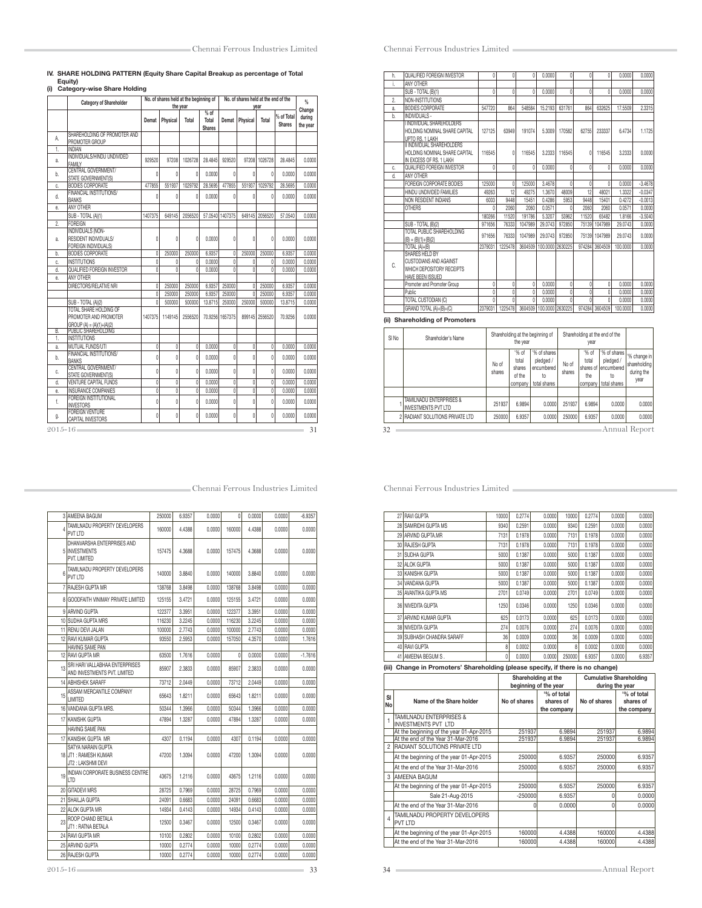## IV. SHARE HOLDING PATTERN (Equity Share Capital Breakup as percentage of Total Equity)

### (i) Category-wise Share Holding

| | Category of Shareholder | No. of shares held at the beginning of the year | | | | No. of shares held at the end of the year | | | | % Change during the year |
|---|---|---|---|---|---|---|---|---|---|---|
| | | Demat | Physical | Total | % of Total Shares | Demat | Physical | Total | % of Total Shares | |
| A. | SHAREHOLDING OF PROMOTER AND PROMOTER GROUP | | | | | | | | | |
| 1. | INDIAN | | | | | | | | | |
| a. | INDIVIDUALS/HINDU UNDIVIDED FAMILY | 929520 | 97208 | 1026728 | 28.4845 | 929520 | 97208 | 1026728 | 28.4845 | 0.0000 |
| b. | CENTRAL GOVERNMENT/ STATE GOVERNMENT(S) | 0 | 0 | 0 | 0.0000 | 0 | 0 | 0 | 0.0000 | 0.0000 |
| c. | BODIES CORPORATE | 477855 | 551937 | 1029792 | 28.5695 | 477855 | 551937 | 1029792 | 28.5695 | 0.0000 |
| d. | FINANCIAL INSTITUTIONS/ BANKS | 0 | 0 | 0 | 0.0000 | 0 | 0 | 0 | 0.0000 | 0.0000 |
| e. | ANY OTHER | | | | | | | | | |
| | SUB - TOTAL (A)(1) | 1407375 | 649145 | 2056520 | 57.0540 | 1407375 | 649145 | 2056520 | 57.0540 | 0.0000 |
| 2. | FOREIGN | | | | | | | | | |
| a. | INDIVIDUALS (NON-RESIDENT INDIVIDUALS/ FOREIGN INDIVIDUALS) | 0 | 0 | 0 | 0.0000 | 0 | 0 | 0 | 0.0000 | 0.0000 |
| b. | BODIES CORPORATE | 0 | 250000 | 250000 | 6.9357 | 0 | 250000 | 250000 | 6.9357 | 0.0000 |
| c. | INSTITUTIONS | 0 | 0 | 0 | 0.0000 | 0 | 0 | 0 | 0.0000 | 0.0000 |
| d. | QUALIFIED FOREIGN INVESTOR | 0 | 0 | 0 | 0.0000 | 0 | 0 | 0 | 0.0000 | 0.0000 |
| e. | ANY OTHER | | | | | | | | | |
| | DIRECTORS/RELATIVE NRI | 0 | 250000 | 250000 | 6.9357 | 250000 | 0 | 250000 | 6.9357 | 0.0000 |
| | | 0 | 250000 | 250000 | 6.9357 | 250000 | 0 | 250000 | 6.9357 | 0.0000 |
| | SUB - TOTAL (A)(2) | 0 | 500000 | 500000 | 13.8715 | 250000 | 250000 | 500000 | 13.8715 | 0.0000 |
| | TOTAL SHARE HOLDING OF PROMOTER AND PROMOTER GROUP (A) = (A)(1)+(A)(2) | 1407375 | 1149145 | 2556520 | 70.9256 | 1657375 | 899145 | 2556520 | 70.9256 | 0.0000 |
| B. | PUBLIC SHAREHOLDING | | | | | | | | | |
| 1. | INSTITUTIONS | | | | | | | | | |
| a. | MUTUAL FUNDS/UTI | 0 | 0 | 0 | 0.0000 | 0 | 0 | 0 | 0.0000 | 0.0000 |
| b. | FINANCIAL INSTITUTIONS/ BANKS | 0 | 0 | 0 | 0.0000 | 0 | 0 | 0 | 0.0000 | 0.0000 |
| c. | CENTRAL GOVERNMENT/ STATE GOVERNMENT(S) | 0 | 0 | 0 | 0.0000 | 0 | 0 | 0 | 0.0000 | 0.0000 |
| d. | VENTURE CAPITAL FUNDS | 0 | 0 | 0 | 0.0000 | 0 | 0 | 0 | 0.0000 | 0.0000 |
| e. | INSURANCE COMPANIES | 0 | 0 | 0 | 0.0000 | 0 | 0 | 0 | 0.0000 | 0.0000 |
| f. | FOREIGN INSTITUTIONAL INVESTORS | 0 | 0 | 0 | 0.0000 | 0 | 0 | 0 | 0.0000 | 0.0000 |
| g. | FOREIGN VENTURE CAPITAL INVESTORS | 0 | 0 | 0 | 0.0000 | 0 | 0 | 0 | 0.0000 | 0.0000 |
| h. | QUALIFIED FOREIGN INVESTOR | 0 | 0 | 0 | 0.0000 | 0 | 0 | 0 | 0.0000 | 0.0000 |
| i. | ANY OTHER | | | | | | | | | |
| | SUB - TOTAL (B)(1) | 0 | 0 | 0 | 0.0000 | 0 | 0 | 0 | 0.0000 | 0.0000 |
| 2. | NON-INSTITUTIONS | | | | | | | | | |
| a. | BODIES CORPORATE | 547720 | 864 | 548584 | 15.2193 | 631761 | 864 | 632625 | 17.5509 | 2.3315 |
| b. | INDIVIDUALS - | | | | | | | | | |
| | I INDIVIDUAL SHAREHOLDERS HOLDING NOMINAL SHARE CAPITAL UPTO RS. 1 LAKH | 127125 | 63949 | 191074 | 5.3009 | 170582 | 62755 | 233337 | 6.4734 | 1.1725 |
| | II INDIVIDUAL SHAREHOLDERS HOLDING NOMINAL SHARE CAPITAL IN EXCESS OF RS. 1 LAKH | 116545 | 0 | 116545 | 3.2333 | 116545 | 0 | 116545 | 3.2333 | 0.0000 |
| c. | QUALIFIED FOREIGN INVESTOR | 0 | 0 | 0 | 0.0000 | 0 | 0 | 0 | 0.0000 | 0.0000 |
| d. | ANY OTHER | | | | | | | | | |
| | FOREIGN CORPORATE BODIES | 125000 | 0 | 125000 | 3.4678 | 0 | 0 | 0 | 0.0000 | -3.4678 |
| | HINDU UNDIVIDED FAMILIES | 49263 | 12 | 49275 | 1.3670 | 48009 | 12 | 48021 | 1.3322 | -0.0347 |
| | NON RESIDENT INDIANS | 6003 | 9448 | 15451 | 0.4286 | 5953 | 9448 | 15401 | 0.4272 | -0.0013 |
| | OTHERS | 0 | 2060 | 2060 | 0.0571 | 0 | 2060 | 2060 | 0.0571 | 0.0000 |
| | | 180266 | 11520 | 191786 | 5.3207 | 53962 | 11520 | 65482 | 1.8166 | -3.5040 |
| | SUB - TOTAL (B)(2) | 971656 | 76333 | 1047989 | 29.0743 | 972850 | 75139 | 1047989 | 29.0743 | 0.0000 |
| | TOTAL PUBLIC SHAREHOLDING (B) = (B)(1)+(B)(2) | 971656 | 76333 | 1047989 | 29.0743 | 972850 | 75139 | 1047989 | 29.0743 | 0.0000 |
| | TOTAL (A)+(B) | 2379031 | 1225478 | 3604509 | 100.0000 | 2630225 | 974284 | 3604509 | 100.0000 | 0.0000 |
| C. | SHARES HELD BY CUSTODIANS AND AGAINST WHICH DEPOSITORY RECEIPTS HAVE BEEN ISSUED | | | | | | | | | |
| | Promoter and Promoter Group | 0 | 0 | 0 | 0.0000 | 0 | 0 | 0 | 0.0000 | 0.0000 |
| | Public | 0 | 0 | 0 | 0.0000 | 0 | 0 | 0 | 0.0000 | 0.0000 |
| | TOTAL CUSTODIAN (C) | 0 | 0 | 0 | 0.0000 | 0 | 0 | 0 | 0.0000 | 0.0000 |
| | GRAND TOTAL (A)+(B)+(C) | 2379031 | 1225478 | 3604509 | 100.0000 | 2630225 | 974284 | 3604509 | 100.0000 | 0.0000 |

### (ii) Shareholding of Promoters

| Sl No | Shareholder's Name | Shareholding at the beginning of the year | | | Shareholding at the end of the year | | | % change in shareholding during the year |
|---|---|---|---|---|---|---|---|---|
| | | No of shares | % of total shares of the company | % of shares pledged / encumbered to total shares | No of shares | % of total shares of the company | % of shares pledged / encumbered to total shares | |
| 1 | TAMILNADU ENTERPRISES & INVESTMENTS PVT LTD | 251937 | 6.9894 | 0.0000 | 251937 | 6.9894 | 0.0000 | 0.0000 |
| 2 | RADIANT SOLUTIONS PRIVATE LTD | 250000 | 6.9357 | 0.0000 | 250000 | 6.9357 | 0.0000 | 0.0000 |
| 3 | AMEENA BAGUM | 250000 | 6.9357 | 0.0000 | 0 | 0.0000 | 0.0000 | -6.9357 |
| 4 | TAMILNADU PROPERTY DEVELOPERS PVT LTD | 160000 | 4.4388 | 0.0000 | 160000 | 4.4388 | 0.0000 | 0.0000 |
| 5 | DHANVARSHA ENTERPRISES AND INVESTMENTS PVT. LIMITED | 157475 | 4.3688 | 0.0000 | 157475 | 4.3688 | 0.0000 | 0.0000 |
| 6 | TAMILNADU PROPERTY DEVELOPERS PVT LTD | 140000 | 3.8840 | 0.0000 | 140000 | 3.8840 | 0.0000 | 0.0000 |
| 7 | RAJESH GUPTA MR | 138768 | 3.8498 | 0.0000 | 138768 | 3.8498 | 0.0000 | 0.0000 |
| 8 | GOODFAITH VINIMAY PRIVATE LIMITED | 125155 | 3.4721 | 0.0000 | 125155 | 3.4721 | 0.0000 | 0.0000 |
| 9 | ARVIND GUPTA | 122377 | 3.3951 | 0.0000 | 122377 | 3.3951 | 0.0000 | 0.0000 |
| 10 | SUDHA GUPTA MRS | 116230 | 3.2245 | 0.0000 | 116230 | 3.2245 | 0.0000 | 0.0000 |
| 11 | RENU DEVI JALAN | 100000 | 2.7743 | 0.0000 | 100000 | 2.7743 | 0.0000 | 0.0000 |
| 12 | RAVI KUMAR GUPTA | 93550 | 2.5953 | 0.0000 | 157050 | 4.3570 | 0.0000 | 1.7616 |
| | HAVING SAME PAN | | | | | | | |
| 12 | RAVI GUPTA MR | 63500 | 1.7616 | 0.0000 | 0 | 0.0000 | 0.0000 | -1.7616 |
| 13 | SRI HARI VALLABHAA ENTERPRISES AND INVESTMENTS PVT. LIMITED | 85907 | 2.3833 | 0.0000 | 85907 | 2.3833 | 0.0000 | 0.0000 |
| 14 | ABHISHEK SARAFF | 73712 | 2.0449 | 0.0000 | 73712 | 2.0449 | 0.0000 | 0.0000 |
| 15 | ASSAM MERCANTILE COMPANY LIMITED | 65643 | 1.8211 | 0.0000 | 65643 | 1.8211 | 0.0000 | 0.0000 |
| 16 | VANDANA GUPTA MRS. | 50344 | 1.3966 | 0.0000 | 50344 | 1.3966 | 0.0000 | 0.0000 |
| 17 | KANISHK GUPTA | 47894 | 1.3287 | 0.0000 | 47894 | 1.3287 | 0.0000 | 0.0000 |
| | HAVING SAME PAN | | | | | | | |
| 17 | KANISHK GUPTA MR | 4307 | 0.1194 | 0.0000 | 4307 | 0.1194 | 0.0000 | 0.0000 |
| 18 | SATYA NARAIN GUPTA JT1 : RAMESH KUMAR JT2 : LAKSHMI DEVI | 47200 | 1.3094 | 0.0000 | 47200 | 1.3094 | 0.0000 | 0.0000 |
| 19 | INDIAN CORPORATE BUSINESS CENTRE LTD | 43675 | 1.2116 | 0.0000 | 43675 | 1.2116 | 0.0000 | 0.0000 |
| 20 | GITADEVI MRS | 28725 | 0.7969 | 0.0000 | 28725 | 0.7969 | 0.0000 | 0.0000 |
| 21 | SHAILJA GUPTA | 24091 | 0.6683 | 0.0000 | 24091 | 0.6683 | 0.0000 | 0.0000 |
| 22 | ALOK GUPTA MR | 14934 | 0.4143 | 0.0000 | 14934 | 0.4143 | 0.0000 | 0.0000 |
| 23 | ROOP CHAND BETALA JT1 : RATNA BETALA | 12500 | 0.3467 | 0.0000 | 12500 | 0.3467 | 0.0000 | 0.0000 |
| 24 | RAVI GUPTA MR | 10100 | 0.2802 | 0.0000 | 10100 | 0.2802 | 0.0000 | 0.0000 |
| 25 | ARVIND GUPTA | 10000 | 0.2774 | 0.0000 | 10000 | 0.2774 | 0.0000 | 0.0000 |
| 26 | RAJESH GUPTA | 10000 | 0.2774 | 0.0000 | 10000 | 0.2774 | 0.0000 | 0.0000 |
| 27 | RAVI GUPTA | 10000 | 0.2774 | 0.0000 | 10000 | 0.2774 | 0.0000 | 0.0000 |
| 28 | SAMRIDHI GUPTA MS | 9340 | 0.2591 | 0.0000 | 9340 | 0.2591 | 0.0000 | 0.0000 |
| 29 | ARVIND GUPTA.MR | 7131 | 0.1978 | 0.0000 | 7131 | 0.1978 | 0.0000 | 0.0000 |
| 30 | RAJESH GUPTA | 7131 | 0.1978 | 0.0000 | 7131 | 0.1978 | 0.0000 | 0.0000 |
| 31 | SUDHA GUPTA | 5000 | 0.1387 | 0.0000 | 5000 | 0.1387 | 0.0000 | 0.0000 |
| 32 | ALOK GUPTA | 5000 | 0.1387 | 0.0000 | 5000 | 0.1387 | 0.0000 | 0.0000 |
| 33 | KANISHK GUPTA | 5000 | 0.1387 | 0.0000 | 5000 | 0.1387 | 0.0000 | 0.0000 |
| 34 | VANDANA GUPTA | 5000 | 0.1387 | 0.0000 | 5000 | 0.1387 | 0.0000 | 0.0000 |
| 35 | AVANTIKA GUPTA MS | 2701 | 0.0749 | 0.0000 | 2701 | 0.0749 | 0.0000 | 0.0000 |
| 36 | NIVEDITA GUPTA | 1250 | 0.0346 | 0.0000 | 1250 | 0.0346 | 0.0000 | 0.0000 |
| 37 | ARVIND KUMAR GUPTA | 625 | 0.0173 | 0.0000 | 625 | 0.0173 | 0.0000 | 0.0000 |
| 38 | NIVEDITA GUPTA | 274 | 0.0076 | 0.0000 | 274 | 0.0076 | 0.0000 | 0.0000 |
| 39 | SUBHASH CHANDRA SARAFF | 36 | 0.0009 | 0.0000 | 36 | 0.0009 | 0.0000 | 0.0000 |
| 40 | RAVI GUPTA | 8 | 0.0002 | 0.0000 | 8 | 0.0002 | 0.0000 | 0.0000 |
| 41 | AMEENA BEGUM S . | 0 | 0.0000 | 0.0000 | 250000 | 6.9357 | 0.0000 | 6.9357 |

### (iii) Change in Promoters' Shareholding (please specify, if there is no change)

| Sl No | Name of the Share holder | Shareholding at the beginning of the year | | Cumulative Shareholding during the year | |
|---|---|---|---|---|---|
| | | No of shares | % of total shares of the company | No of shares | % of total shares of the company |
| 1 | TAMILNADU ENTERPRISES & INVESTMENTS PVT LTD | | | | |
| | At the beginning of the year 01-Apr-2015 | 251937 | 6.9894 | 251937 | 6.9894 |
| | At the end of the Year 31-Mar-2016 | 251937 | 6.9894 | 251937 | 6.9894 |
| 2 | RADIANT SOLUTIONS PRIVATE LTD | | | | |
| | At the beginning of the year 01-Apr-2015 | 250000 | 6.9357 | 250000 | 6.9357 |
| | At the end of the Year 31-Mar-2016 | 250000 | 6.9357 | 250000 | 6.9357 |
| 3 | AMEENA BAGUM | | | | |
| | At the beginning of the year 01-Apr-2015 | 250000 | 6.9357 | 250000 | 6.9357 |
| | Sale 21-Aug-2015 | -250000 | 6.9357 | 0 | 0.0000 |
| | At the end of the Year 31-Mar-2016 | 0 | 0.0000 | 0 | 0.0000 |
| 4 | TAMILNADU PROPERTY DEVELOPERS PVT LTD | | | | |
| | At the beginning of the year 01-Apr-2015 | 160000 | 4.4388 | 160000 | 4.4388 |
| | At the end of the Year 31-Mar-2016 | 160000 | 4.4388 | 160000 | 4.4388 |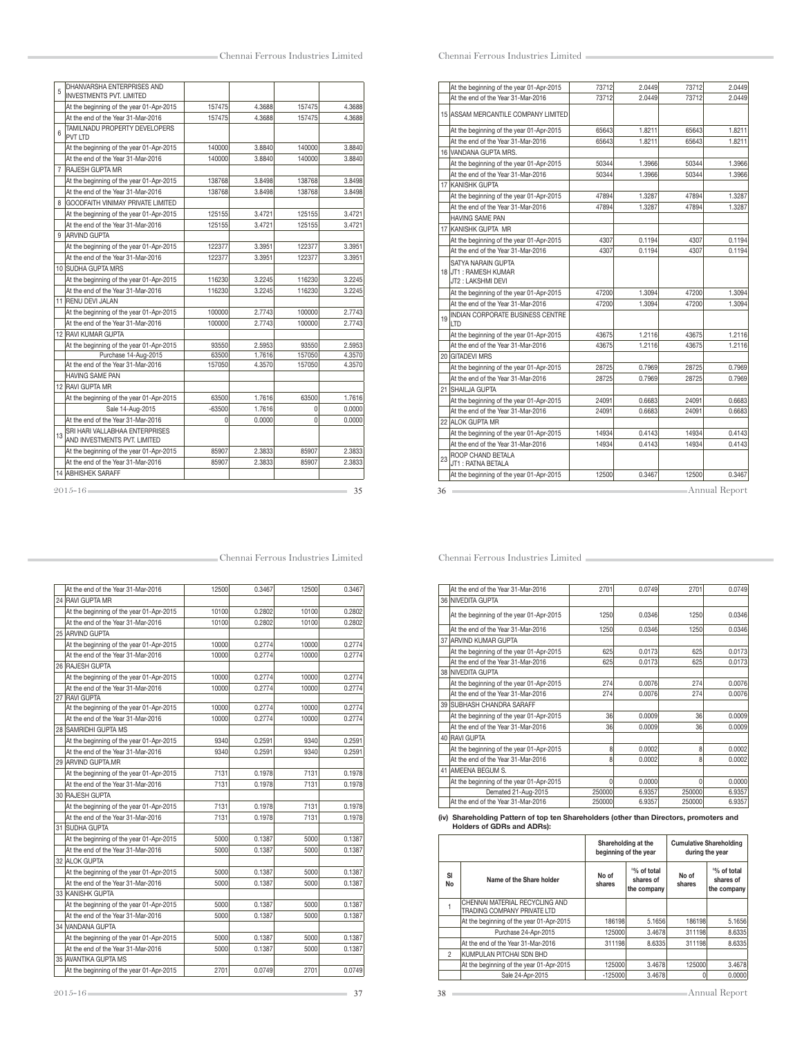| | | | | | |
|---|---|---|---|---|---|
| 5 | DHANVARSHA ENTERPRISES AND INVESTMENTS PVT. LIMITED | | | | |
| | At the beginning of the year 01-Apr-2015 | 157475 | 4.3688 | 157475 | 4.3688 |
| | At the end of the Year 31-Mar-2016 | 157475 | 4.3688 | 157475 | 4.3688 |
| 6 | TAMILNADU PROPERTY DEVELOPERS PVT LTD | | | | |
| | At the beginning of the year 01-Apr-2015 | 140000 | 3.8840 | 140000 | 3.8840 |
| | At the end of the Year 31-Mar-2016 | 140000 | 3.8840 | 140000 | 3.8840 |
| 7 | RAJESH GUPTA MR | | | | |
| | At the beginning of the year 01-Apr-2015 | 138768 | 3.8498 | 138768 | 3.8498 |
| | At the end of the Year 31-Mar-2016 | 138768 | 3.8498 | 138768 | 3.8498 |
| 8 | GOODFAITH VINIMAY PRIVATE LIMITED | | | | |
| | At the beginning of the year 01-Apr-2015 | 125155 | 3.4721 | 125155 | 3.4721 |
| | At the end of the Year 31-Mar-2016 | 125155 | 3.4721 | 125155 | 3.4721 |
| 9 | ARVIND GUPTA | | | | |
| | At the beginning of the year 01-Apr-2015 | 122377 | 3.3951 | 122377 | 3.3951 |
| | At the end of the Year 31-Mar-2016 | 122377 | 3.3951 | 122377 | 3.3951 |
| 10 | SUDHA GUPTA MRS | | | | |
| | At the beginning of the year 01-Apr-2015 | 116230 | 3.2245 | 116230 | 3.2245 |
| | At the end of the Year 31-Mar-2016 | 116230 | 3.2245 | 116230 | 3.2245 |
| 11 | RENU DEVI JALAN | | | | |
| | At the beginning of the year 01-Apr-2015 | 100000 | 2.7743 | 100000 | 2.7743 |
| | At the end of the Year 31-Mar-2016 | 100000 | 2.7743 | 100000 | 2.7743 |
| 12 | RAVI KUMAR GUPTA | | | | |
| | At the beginning of the year 01-Apr-2015 | 93550 | 2.5953 | 93550 | 2.5953 |
| | Purchase 14-Aug-2015 | 63500 | 1.7616 | 157050 | 4.3570 |
| | At the end of the Year 31-Mar-2016 | 157050 | 4.3570 | 157050 | 4.3570 |
| | HAVING SAME PAN | | | | |
| 12 | RAVI GUPTA MR | | | | |
| | At the beginning of the year 01-Apr-2015 | 63500 | 1.7616 | 63500 | 1.7616 |
| | Sale 14-Aug-2015 | -63500 | 1.7616 | 0 | 0.0000 |
| | At the end of the Year 31-Mar-2016 | 0 | 0.0000 | 0 | 0.0000 |
| 13 | SRI HARI VALLABHAA ENTERPRISES AND INVESTMENTS PVT. LIMITED | | | | |
| | At the beginning of the year 01-Apr-2015 | 85907 | 2.3833 | 85907 | 2.3833 |
| | At the end of the Year 31-Mar-2016 | 85907 | 2.3833 | 85907 | 2.3833 |
| 14 | ABHISHEK SARAFF | | | | |
| | At the beginning of the year 01-Apr-2015 | 73712 | 2.0449 | 73712 | 2.0449 |
| | At the end of the Year 31-Mar-2016 | 73712 | 2.0449 | 73712 | 2.0449 |
| 15 | ASSAM MERCANTILE COMPANY LIMITED | | | | |
| | At the beginning of the year 01-Apr-2015 | 65643 | 1.8211 | 65643 | 1.8211 |
| | At the end of the Year 31-Mar-2016 | 65643 | 1.8211 | 65643 | 1.8211 |
| 16 | VANDANA GUPTA MRS. | | | | |
| | At the beginning of the year 01-Apr-2015 | 50344 | 1.3966 | 50344 | 1.3966 |
| | At the end of the Year 31-Mar-2016 | 50344 | 1.3966 | 50344 | 1.3966 |
| 17 | KANISHK GUPTA | | | | |
| | At the beginning of the year 01-Apr-2015 | 47894 | 1.3287 | 47894 | 1.3287 |
| | At the end of the Year 31-Mar-2016 | 47894 | 1.3287 | 47894 | 1.3287 |
| | HAVING SAME PAN | | | | |
| 17 | KANISHK GUPTA MR | | | | |
| | At the beginning of the year 01-Apr-2015 | 4307 | 0.1194 | 4307 | 0.1194 |
| | At the end of the Year 31-Mar-2016 | 4307 | 0.1194 | 4307 | 0.1194 |
| 18 | SATYA NARAIN GUPTA JT1 : RAMESH KUMAR JT2 : LAKSHMI DEVI | | | | |
| | At the beginning of the year 01-Apr-2015 | 47200 | 1.3094 | 47200 | 1.3094 |
| | At the end of the Year 31-Mar-2016 | 47200 | 1.3094 | 47200 | 1.3094 |
| 19 | INDIAN CORPORATE BUSINESS CENTRE LTD | | | | |
| | At the beginning of the year 01-Apr-2015 | 43675 | 1.2116 | 43675 | 1.2116 |
| | At the end of the Year 31-Mar-2016 | 43675 | 1.2116 | 43675 | 1.2116 |
| 20 | GITADEVI MRS | | | | |
| | At the beginning of the year 01-Apr-2015 | 28725 | 0.7969 | 28725 | 0.7969 |
| | At the end of the Year 31-Mar-2016 | 28725 | 0.7969 | 28725 | 0.7969 |
| 21 | SHAILJA GUPTA | | | | |
| | At the beginning of the year 01-Apr-2015 | 24091 | 0.6683 | 24091 | 0.6683 |
| | At the end of the Year 31-Mar-2016 | 24091 | 0.6683 | 24091 | 0.6683 |
| 22 | ALOK GUPTA MR | | | | |
| | At the beginning of the year 01-Apr-2015 | 14934 | 0.4143 | 14934 | 0.4143 |
| | At the end of the Year 31-Mar-2016 | 14934 | 0.4143 | 14934 | 0.4143 |
| 23 | ROOP CHAND BETALA JT1 : RATNA BETALA | | | | |
| | At the beginning of the year 01-Apr-2015 | 12500 | 0.3467 | 12500 | 0.3467 |
| | At the end of the Year 31-Mar-2016 | 12500 | 0.3467 | 12500 | 0.3467 |
| 24 | RAVI GUPTA MR | | | | |
| | At the beginning of the year 01-Apr-2015 | 10100 | 0.2802 | 10100 | 0.2802 |
| | At the end of the Year 31-Mar-2016 | 10100 | 0.2802 | 10100 | 0.2802 |
| 25 | ARVIND GUPTA | | | | |
| | At the beginning of the year 01-Apr-2015 | 10000 | 0.2774 | 10000 | 0.2774 |
| | At the end of the Year 31-Mar-2016 | 10000 | 0.2774 | 10000 | 0.2774 |
| 26 | RAJESH GUPTA | | | | |
| | At the beginning of the year 01-Apr-2015 | 10000 | 0.2774 | 10000 | 0.2774 |
| | At the end of the Year 31-Mar-2016 | 10000 | 0.2774 | 10000 | 0.2774 |
| 27 | RAVI GUPTA | | | | |
| | At the beginning of the year 01-Apr-2015 | 10000 | 0.2774 | 10000 | 0.2774 |
| | At the end of the Year 31-Mar-2016 | 10000 | 0.2774 | 10000 | 0.2774 |
| 28 | SAMRIDHI GUPTA MS | | | | |
| | At the beginning of the year 01-Apr-2015 | 9340 | 0.2591 | 9340 | 0.2591 |
| | At the end of the Year 31-Mar-2016 | 9340 | 0.2591 | 9340 | 0.2591 |
| 29 | ARVIND GUPTA.MR | | | | |
| | At the beginning of the year 01-Apr-2015 | 7131 | 0.1978 | 7131 | 0.1978 |
| | At the end of the Year 31-Mar-2016 | 7131 | 0.1978 | 7131 | 0.1978 |
| 30 | RAJESH GUPTA | | | | |
| | At the beginning of the year 01-Apr-2015 | 7131 | 0.1978 | 7131 | 0.1978 |
| | At the end of the Year 31-Mar-2016 | 7131 | 0.1978 | 7131 | 0.1978 |
| 31 | SUDHA GUPTA | | | | |
| | At the beginning of the year 01-Apr-2015 | 5000 | 0.1387 | 5000 | 0.1387 |
| | At the end of the Year 31-Mar-2016 | 5000 | 0.1387 | 5000 | 0.1387 |
| 32 | ALOK GUPTA | | | | |
| | At the beginning of the year 01-Apr-2015 | 5000 | 0.1387 | 5000 | 0.1387 |
| | At the end of the Year 31-Mar-2016 | 5000 | 0.1387 | 5000 | 0.1387 |
| 33 | KANISHK GUPTA | | | | |
| | At the beginning of the year 01-Apr-2015 | 5000 | 0.1387 | 5000 | 0.1387 |
| | At the end of the Year 31-Mar-2016 | 5000 | 0.1387 | 5000 | 0.1387 |
| 34 | VANDANA GUPTA | | | | |
| | At the beginning of the year 01-Apr-2015 | 5000 | 0.1387 | 5000 | 0.1387 |
| | At the end of the Year 31-Mar-2016 | 5000 | 0.1387 | 5000 | 0.1387 |
| 35 | AVANTIKA GUPTA MS | | | | |
| | At the beginning of the year 01-Apr-2015 | 2701 | 0.0749 | 2701 | 0.0749 |
| | At the end of the Year 31-Mar-2016 | 2701 | 0.0749 | 2701 | 0.0749 |
| 36 | NIVEDITA GUPTA | | | | |
| | At the beginning of the year 01-Apr-2015 | 1250 | 0.0346 | 1250 | 0.0346 |
| | At the end of the Year 31-Mar-2016 | 1250 | 0.0346 | 1250 | 0.0346 |
| 37 | ARVIND KUMAR GUPTA | | | | |
| | At the beginning of the year 01-Apr-2015 | 625 | 0.0173 | 625 | 0.0173 |
| | At the end of the Year 31-Mar-2016 | 625 | 0.0173 | 625 | 0.0173 |
| 38 | NIVEDITA GUPTA | | | | |
| | At the beginning of the year 01-Apr-2015 | 274 | 0.0076 | 274 | 0.0076 |
| | At the end of the Year 31-Mar-2016 | 274 | 0.0076 | 274 | 0.0076 |
| 39 | SUBHASH CHANDRA SARAFF | | | | |
| | At the beginning of the year 01-Apr-2015 | 36 | 0.0009 | 36 | 0.0009 |
| | At the end of the Year 31-Mar-2016 | 36 | 0.0009 | 36 | 0.0009 |
| 40 | RAVI GUPTA | | | | |
| | At the beginning of the year 01-Apr-2015 | 8 | 0.0002 | 8 | 0.0002 |
| | At the end of the Year 31-Mar-2016 | 8 | 0.0002 | 8 | 0.0002 |
| 41 | AMEENA BEGUM S. | | | | |
| | At the beginning of the year 01-Apr-2015 | 0 | 0.0000 | 0 | 0.0000 |
| | Demated 21-Aug-2015 | 250000 | 6.9357 | 250000 | 6.9357 |
| | At the end of the Year 31-Mar-2016 | 250000 | 6.9357 | 250000 | 6.9357 |

**(iv) Shareholding Pattern of top ten Shareholders (other than Directors, promoters and Holders of GDRs and ADRs):**

| | | Shareholding at the beginning of the year | | Cumulative Shareholding during the year | |
|---|---|---|---|---|---|
| Sl No | Name of the Share holder | No of shares | % of total shares of the company | No of shares | % of total shares of the company |
| 1 | CHENNAI MATERIAL RECYCLING AND TRADING COMPANY PRIVATE LTD | | | | |
| | At the beginning of the year 01-Apr-2015 | 186198 | 5.1656 | 186198 | 5.1656 |
| | Purchase 24-Apr-2015 | 125000 | 3.4678 | 311198 | 8.6335 |
| | At the end of the Year 31-Mar-2016 | 311198 | 8.6335 | 311198 | 8.6335 |
| 2 | KUMPULAN PITCHAI SDN BHD | | | | |
| | At the beginning of the year 01-Apr-2015 | 125000 | 3.4678 | 125000 | 3.4678 |
| | Sale 24-Apr-2015 | -125000 | 3.4678 | 0 | 0.0000 |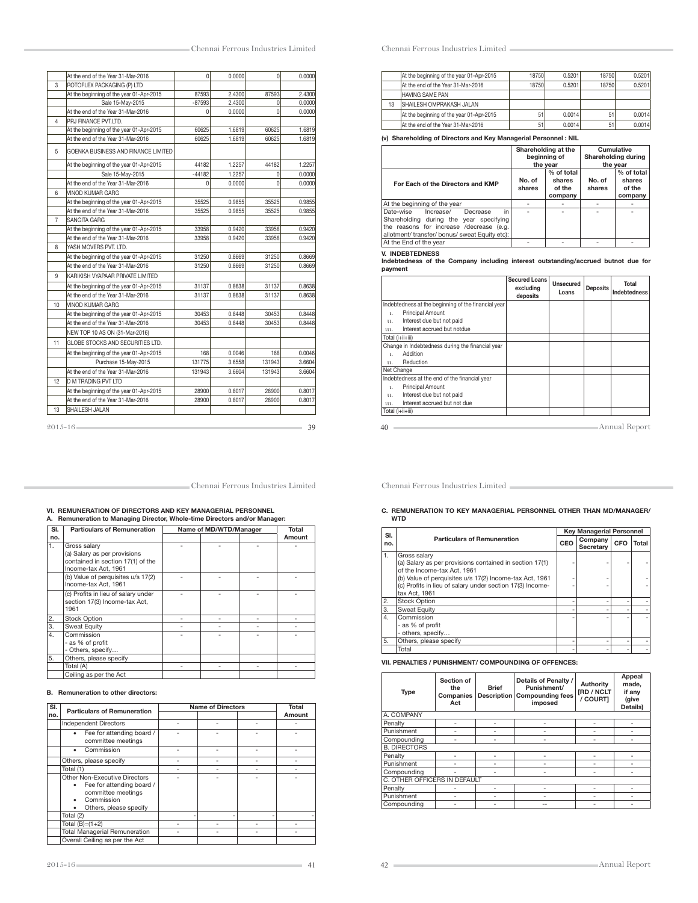| | | | | | |
|---|---|---|---|---|---|
| | At the end of the Year 31-Mar-2016 | 0 | 0.0000 | 0 | 0.0000 |
| 3 | ROTOFLEX PACKAGING (P) LTD | | | | |
| | At the beginning of the year 01-Apr-2015 | 87593 | 2.4300 | 87593 | 2.4300 |
| | Sale 15-May-2015 | -87593 | 2.4300 | 0 | 0.0000 |
| | At the end of the Year 31-Mar-2016 | 0 | 0.0000 | 0 | 0.0000 |
| 4 | PRJ FINANCE PVT.LTD. | | | | |
| | At the beginning of the year 01-Apr-2015 | 60625 | 1.6819 | 60625 | 1.6819 |
| | At the end of the Year 31-Mar-2016 | 60625 | 1.6819 | 60625 | 1.6819 |
| 5 | GOENKA BUSINESS AND FINANCE LIMITED | | | | |
| | At the beginning of the year 01-Apr-2015 | 44182 | 1.2257 | 44182 | 1.2257 |
| | Sale 15-May-2015 | -44182 | 1.2257 | 0 | 0.0000 |
| | At the end of the Year 31-Mar-2016 | 0 | 0.0000 | 0 | 0.0000 |
| 6 | VINOD KUMAR GARG | | | | |
| | At the beginning of the year 01-Apr-2015 | 35525 | 0.9855 | 35525 | 0.9855 |
| | At the end of the Year 31-Mar-2016 | 35525 | 0.9855 | 35525 | 0.9855 |
| 7 | SANGITA GARG | | | | |
| | At the beginning of the year 01-Apr-2015 | 33958 | 0.9420 | 33958 | 0.9420 |
| | At the end of the Year 31-Mar-2016 | 33958 | 0.9420 | 33958 | 0.9420 |
| 8 | YASH MOVERS PVT. LTD. | | | | |
| | At the beginning of the year 01-Apr-2015 | 31250 | 0.8669 | 31250 | 0.8669 |
| | At the end of the Year 31-Mar-2016 | 31250 | 0.8669 | 31250 | 0.8669 |
| 9 | KARIKISH VYAPAAR PRIVATE LIMITED | | | | |
| | At the beginning of the year 01-Apr-2015 | 31137 | 0.8638 | 31137 | 0.8638 |
| | At the end of the Year 31-Mar-2016 | 31137 | 0.8638 | 31137 | 0.8638 |
| 10 | VINOD KUMAR GARG | | | | |
| | At the beginning of the year 01-Apr-2015 | 30453 | 0.8448 | 30453 | 0.8448 |
| | At the end of the Year 31-Mar-2016 | 30453 | 0.8448 | 30453 | 0.8448 |
| | NEW TOP 10 AS ON (31-Mar-2016) | | | | |
| 11 | GLOBE STOCKS AND SECURITIES LTD. | | | | |
| | At the beginning of the year 01-Apr-2015 | 168 | 0.0046 | 168 | 0.0046 |
| | Purchase 15-May-2015 | 131775 | 3.6558 | 131943 | 3.6604 |
| | At the end of the Year 31-Mar-2016 | 131943 | 3.6604 | 131943 | 3.6604 |
| 12 | D M TRADING PVT LTD | | | | |
| | At the beginning of the year 01-Apr-2015 | 28900 | 0.8017 | 28900 | 0.8017 |
| | At the end of the Year 31-Mar-2016 | 28900 | 0.8017 | 28900 | 0.8017 |
| 13 | SHAILESH JALAN | | | | |
| | At the beginning of the year 01-Apr-2015 | 18750 | 0.5201 | 18750 | 0.5201 |
| | At the end of the Year 31-Mar-2016 | 18750 | 0.5201 | 18750 | 0.5201 |
| | HAVING SAME PAN | | | | |
| 13 | SHAILESH OMPRAKASH JALAN | | | | |
| | At the beginning of the year 01-Apr-2015 | 51 | 0.0014 | 51 | 0.0014 |
| | At the end of the Year 31-Mar-2016 | 51 | 0.0014 | 51 | 0.0014 |

**(v) Shareholding of Directors and Key Managerial Personnel : NIL**

| For Each of the Directors and KMP | Shareholding at the beginning of the year | | Cumulative Shareholding during the year | |
|---|---|---|---|---|
| | No. of shares | % of total shares of the company | No. of shares | % of total shares of the company |
| At the beginning of the year | - | - | - | - |
| Date-wise Increase/ Decrease in Shareholding during the year specifying the reasons for increase /decrease (e.g. allotment/ transfer/ bonus/ sweat Equity etc): | - | - | - | - |
| At the End of the year | - | - | - | - |

**V. INDEBTEDNESS**

**Indebtedness of the Company including interest outstanding/accrued butnot due for payment**

| | Secured Loans excluding deposits | Unsecured Loans | Deposits | Total Indebtedness |
|---|---|---|---|---|
| Indebtedness at the beginning of the financial year | | | | |
| i. Principal Amount | | | | |
| ii. Interest due but not paid | | | | |
| iii. Interest accrued but notdue | | | | |
| Total (i+ii+iii) | | | | |
| Change in Indebtedness during the financial year | | | | |
| i. Addition | | | | |
| ii. Reduction | | | | |
| Net Change | | | | |
| Indebtedness at the end of the financial year | | | | |
| i. Principal Amount | | | | |
| ii. Interest due but not paid | | | | |
| iii. Interest accrued but not due | | | | |
| Total (i+ii+iii) | | | | |

**VI. REMUNERATION OF DIRECTORS AND KEY MANAGERIAL PERSONNEL**

**A. Remuneration to Managing Director, Whole-time Directors and/or Manager:**

| Sl. no. | Particulars of Remuneration | Name of MD/WTD/Manager | | | Total Amount |
|---|---|---|---|---|---|
| 1. | Gross salary (a) Salary as per provisions contained in section 17(1) of the Income-tax Act, 1961 | - | - | - | - |
| | (b) Value of perquisites u/s 17(2) Income-tax Act, 1961 | - | - | - | - |
| | (c) Profits in lieu of salary under section 17(3) Income-tax Act, 1961 | - | - | - | - |
| 2. | Stock Option | - | - | - | - |
| 3. | Sweat Equity | - | - | - | - |
| 4. | Commission - as % of profit - Others, specify… | - | - | - | - |
| 5. | Others, please specify | | | | |
| | Total (A) | - | - | - | - |
| | Ceiling as per the Act | | | | |

**B. Remuneration to other directors:**

| Sl. no. | Particulars of Remuneration | Name of Directors | | | Total Amount |
|---|---|---|---|---|---|
| | Independent Directors | - | - | - | - |
| | • Fee for attending board / committee meetings | - | - | - | - |
| | • Commission | - | - | - | - |
| | Others, please specify | - | - | - | - |
| | Total (1) | - | - | - | - |
| | Other Non-Executive Directors • Fee for attending board / committee meetings • Commission • Others, please specify | - | - | - | - |
| | Total (2) | - | - | - | - |
| | Total (B)=(1+2) | - | - | - | - |
| | Total Managerial Remuneration | - | - | - | - |
| | Overall Ceiling as per the Act | | | | |

**C. REMUNERATION TO KEY MANAGERIAL PERSONNEL OTHER THAN MD/MANAGER/ WTD**

| Sl. no. | Particulars of Remuneration | Key Managerial Personnel | | | |
|---|---|---|---|---|---|
| | | CEO | Company Secretary | CFO | Total |
| 1. | Gross salary (a) Salary as per provisions contained in section 17(1) of the Income-tax Act, 1961 (b) Value of perquisites u/s 17(2) Income-tax Act, 1961 (c) Profits in lieu of salary under section 17(3) Income-tax Act, 1961 | - | - | - | - |
| 2. | Stock Option | - | - | - | - |
| 3. | Sweat Equity | - | - | - | - |
| 4. | Commission - as % of profit - others, specify… | - | - | - | - |
| 5. | Others, please specify | - | - | - | - |
| | Total | - | - | - | - |

**VII. PENALTIES / PUNISHMENT/ COMPOUNDING OF OFFENCES:**

| Type | Section of the Companies Act | Brief Description | Details of Penalty / Punishment/ Compounding fees imposed | Authority [RD / NCLT / COURT] | Appeal made, if any (give Details) |
|---|---|---|---|---|---|
| A. COMPANY | | | | | |
| Penalty | - | - | - | - | - |
| Punishment | - | - | - | - | - |
| Compounding | - | - | - | - | - |
| B. DIRECTORS | | | | | |
| Penalty | - | - | - | - | - |
| Punishment | - | - | - | - | - |
| Compounding | - | - | - | - | - |
| C. OTHER OFFICERS IN DEFAULT | | | | | |
| Penalty | - | - | - | - | - |
| Punishment | - | - | - | - | - |
| Compounding | - | - | -- | - | - |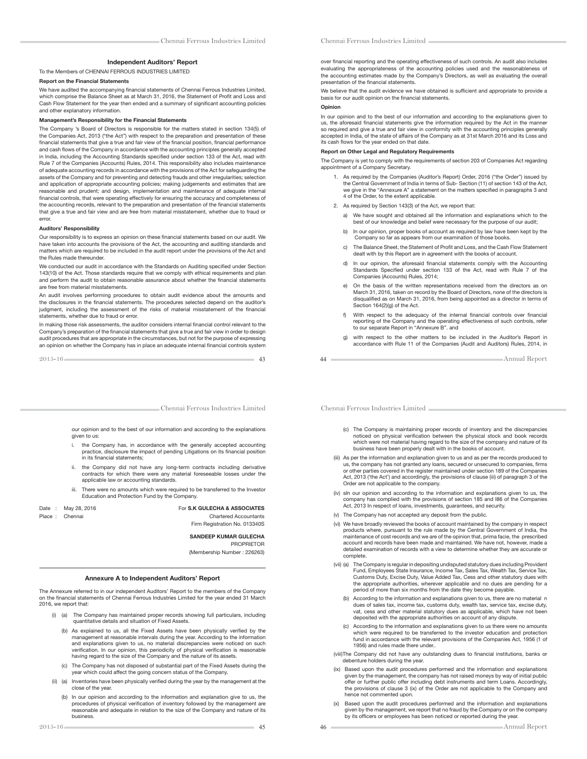## Independent Auditors' Report

To the Members of CHENNAI FERROUS INDUSTRIES LIMITED

### Report on the Financial Statements

We have audited the accompanying financial statements of Chennai Ferrous Industries Limited, which comprise the Balance Sheet as at March 31, 2016, the Statement of Profit and Loss and Cash Flow Statement for the year then ended and a summary of significant accounting policies and other explanatory information.

### Management's Responsibility for the Financial Statements

The Company 's Board of Directors is responsible for the matters stated in section 134(5) of the Companies Act, 2013 ("the Act") with respect to the preparation and presentation of these financial statements that give a true and fair view of the financial position, financial performance and cash flows of the Company in accordance with the accounting principles generally accepted in India, including the Accounting Standards specified under section 133 of the Act, read with Rule 7 of the Companies (Accounts) Rules, 2014. This responsibility also includes maintenance of adequate accounting records in accordance with the provisions of the Act for safeguarding the assets of the Company and for preventing and detecting frauds and other irregularities; selection and application of appropriate accounting policies; making judgements and estimates that are reasonable and prudent; and design, implementation and maintenance of adequate internal financial controls, that were operating effectively for ensuring the accuracy and completeness of the accounting records, relevant to the preparation and presentation of the financial statements that give a true and fair view and are free from material misstatement, whether due to fraud or error.

### Auditors' Responsibility

Our responsibility is to express an opinion on these financial statements based on our audit. We have taken into accounts the provisions of the Act, the accounting and auditing standards and matters which are required to be included in the audit report under the provisions of the Act and the Rules made thereunder.

We conducted our audit in accordance with the Standards on Auditing specified under Section 143(10) of the Act. Those standards require that we comply with ethical requirements and plan and perform the audit to obtain reasonable assurance about whether the financial statements are free from material misstatements.

An audit involves performing procedures to obtain audit evidence about the amounts and the disclosures in the financial statements. The procedures selected depend on the auditor's judgment, including the assessment of the risks of material misstatement of the financial statements, whether due to fraud or error.

In making those risk assessments, the auditor considers internal financial control relevant to the Company's preparation of the financial statements that give a true and fair view in order to design audit procedures that are appropriate in the circumstances, but not for the purpose of expressing an opinion on whether the Company has in place an adequate internal financial controls system over financial reporting and the operating effectiveness of such controls. An audit also includes evaluating the appropriateness of the accounting policies used and the reasonableness of the accounting estimates made by the Company's Directors, as well as evaluating the overall presentation of the financial statements.

We believe that the audit evidence we have obtained is sufficient and appropriate to provide a basis for our audit opinion on the financial statements.

### Opinion

In our opinion and to the best of our information and according to the explanations given to us, the aforesaid financial statements give the information required by the Act in the manner so required and give a true and fair view in conformity with the accounting principles generally accepted in India, of the state of affairs of the Company as at 31st March 2016 and its Loss and its cash flows for the year ended on that date.

### Report on Other Legal and Regulatory Requirements

The Company is yet to comply with the requirements of section 203 of Companies Act regarding appointment of a Company Secretary.

1. As required by the Companies (Auditor's Report) Order, 2016 ("the Order") issued by the Central Government of India in terms of Sub- Section (11) of section 143 of the Act, we give in the "Annexure A" a statement on the matters specified in paragraphs 3 and 4 of the Order, to the extent applicable.
2. As required by Section 143(3) of the Act, we report that:
   a) We have sought and obtained all the information and explanations which to the best of our knowledge and belief were necessary for the purpose of our audit;
   b) In our opinion, proper books of account as required by law have been kept by the Company so far as appears from our examination of those books.
   c) The Balance Sheet, the Statement of Profit and Loss, and the Cash Flow Statement dealt with by this Report are in agreement with the books of account.
   d) In our opinion, the aforesaid financial statements comply with the Accounting Standards Specified under section 133 of the Act, read with Rule 7 of the Companies (Accounts) Rules, 2014;
   e) On the basis of the written representations received from the directors as on March 31, 2016, taken on record by the Board of Directors, none of the directors is disqualified as on March 31, 2016, from being appointed as a director in terms of Section 164(2)(g) of the Act.
   f) With respect to the adequacy of the internal financial controls over financial reporting of the Company and the operating effectiveness of such controls, refer to our separate Report in "Annexure B". and
   g) with respect to the other matters to be included in the Auditor's Report in accordance with Rule 11 of the Companies (Audit and Auditors) Rules, 2014, in our opinion and to the best of our information and according to the explanations given to us:
      i. the Company has, in accordance with the generally accepted accounting practice, disclosure the impact of pending Litigations on its financial position in its financial statements;
      ii. the Company did not have any long-term contracts including derivative contracts for which there were any material foreseeable losses under the applicable law or accounting standards.
      iii. There were no amounts which were required to be transferred to the Investor Education and Protection Fund by the Company.

Date : May 28, 2016
Place : Chennai

For **S.K GULECHA & ASSOCIATES**
Chartered Accountants
Firm Registration No. 013340S

**SANDEEP KUMAR GULECHA**
PROPRIETOR
(Membership Number : 226263)

## Annexure A to Independent Auditors' Report

The Annexure referred to in our independent Auditors' Report to the members of the Company on the financial statements of Chennai Ferrous Industries Limited for the year ended 31 March 2016, we report that:

(i) (a) The Company has maintained proper records showing full particulars, including quantitative details and situation of Fixed Assets.

(b) As explained to us, all the Fixed Assets have been physically verified by the management at reasonable intervals during the year. According to the information and explanations given to us, no material discrepancies were noticed on such verification. In our opinion, this periodicity of physical verification is reasonable having regard to the size of the Company and the nature of its assets.

(c) The Company has not disposed of substantial part of the Fixed Assets during the year which could affect the going concern status of the Company.

(ii) (a) Inventories have been physically verified during the year by the management at the close of the year.

(b) In our opinion and according to the information and explanation give to us, the procedures of physical verification of inventory followed by the management are reasonable and adequate in relation to the size of the Company and nature of its business.

(c) The Company is maintaining proper records of inventory and the discrepancies noticed on physical verification between the physical stock and book records which were not material having regard to the size of the company and nature of its business have been properly dealt with in the books of account.

(iii) As per the information and explanation given to us and as per the records produced to us, the company has not granted any loans, secured or unsecured to companies, firms or other parties covered in the register maintained under section 189 of the Companies Act, 2013 ('the Act') and accordingly, the provisions of clause (iii) of paragraph 3 of the Order are not applicable to the company.

(iv) sIn our opinion and according to the information and explanations given to us, the company has complied with the provisions of section 185 and l86 of the Companies Act, 2013 In respect of loans, investments, guarantees, and security.

(v) The Company has not accepted any deposit from the public.

(vi) We have broadly reviewed the books of account maintained by the company in respect products where, pursuant to the rule made by the Central Government of India, the maintenance of cost records and we are of the opinion that, prima facie, the prescribed account and records have been made and maintained. We have not, however, made a detailed examination of records with a view to determine whether they are accurate or complete.

(vii) (a) The Company is regular in depositing undisputed statutory dues including Provident Fund, Employees State Insurance, Income Tax, Sales Tax, Wealth Tax, Service Tax, Customs Duty, Excise Duty, Value Added Tax, Cess and other statutory dues with the appropriate authorities, wherever applicable and no dues are pending for a period of more than six months from the date they become payable.

(b) According to the information and explanations given to us, there are no material n dues of sales tax, income tax, customs duty, wealth tax, service tax, excise duty, vat, cess and other material statutory dues as applicable, which have not been deposited with the appropriate authorities on account of any dispute.

(c) According to the information and explanations given to us there were no amounts which were required to be transferred to the investor education and protection fund in accordance with the relevant provisions of the Companies Act, 1956 (1 of 1956) and rules made there under..

(viii)The Company did not have any outstanding dues to financial institutions, banks or debenture holders during the year.

(ix) Based upon the audit procedures performed and the information and explanations given by the management, the company has not raised moneys by way of initial public offer or further public offer including debt instruments and term Loans. Accordingly, the provisions of clause 3 (ix) of the Order are not applicable to the Company and hence not commented upon.

(x) Based upon the audit procedures performed and the information and explanations given by the management, we report that no fraud by the Company or on the company by its officers or employees has been noticed or reported during the year.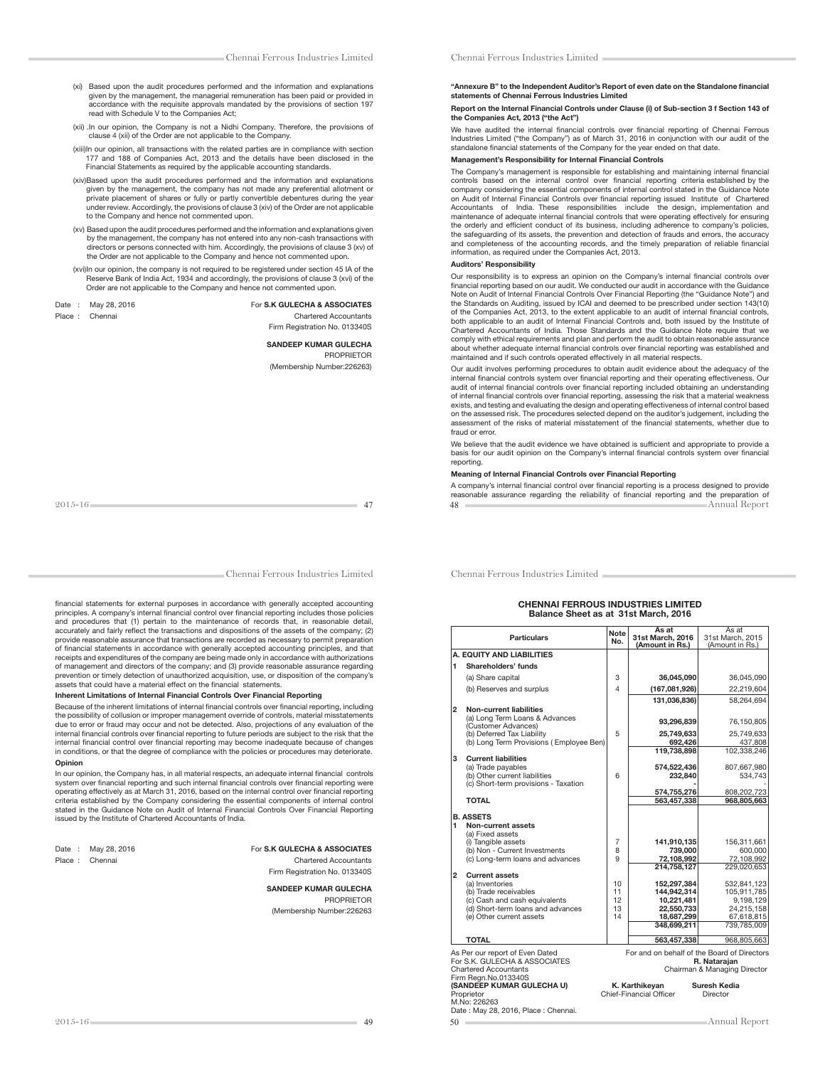(xi) Based upon the audit procedures performed and the information and explanations given by the management, the managerial remuneration has been paid or provided in accordance with the requisite approvals mandated by the provisions of section 197 read with Schedule V to the Companies Act;

(xii) .In our opinion, the Company is not a Nidhi Company. Therefore, the provisions of clause 4 (xii) of the Order are not applicable to the Company.

(xiii)In our opinion, all transactions with the related parties are in compliance with section 177 and 188 of Companies Act, 2013 and the details have been disclosed in the Financial Statements as required by the applicable accounting standards.

(xiv)Based upon the audit procedures performed and the information and explanations given by the management, the company has not made any preferential allotment or private placement of shares or fully or partly convertible debentures during the year under review. Accordingly, the provisions of clause 3 (xiv) of the Order are not applicable to the Company and hence not commented upon.

(xv) Based upon the audit procedures performed and the information and explanations given by the management, the company has not entered into any non-cash transactions with directors or persons connected with him. Accordingly, the provisions of clause 3 (xv) of the Order are not applicable to the Company and hence not commented upon.

(xvi)In our opinion, the company is not required to be registered under section 45 IA of the Reserve Bank of India Act, 1934 and accordingly, the provisions of clause 3 (xvi) of the Order are not applicable to the Company and hence not commented upon.

Date : May 28, 2016
Place : Chennai

For **S.K GULECHA & ASSOCIATES**
Chartered Accountants
Firm Registration No. 013340S

**SANDEEP KUMAR GULECHA**
PROPRIETOR
(Membership Number:226263)

**"Annexure B" to the Independent Auditor's Report of even date on the Standalone financial statements of Chennai Ferrous Industries Limited**

**Report on the Internal Financial Controls under Clause (i) of Sub-section 3 f Section 143 of the Companies Act, 2013 ("the Act")**

We have audited the internal financial controls over financial reporting of Chennai Ferrous Industries Limited ("the Company") as of March 31, 2016 in conjunction with our audit of the standalone financial statements of the Company for the year ended on that date.

**Management's Responsibility for Internal Financial Controls**

The Company's management is responsible for establishing and maintaining internal financial controls based on the internal control over financial reporting criteria established by the company considering the essential components of internal control stated in the Guidance Note on Audit of Internal Financial Controls over financial reporting issued Institute of Chartered Accountants of India. These responsibilities include the design, implementation and maintenance of adequate internal financial controls that were operating effectively for ensuring the orderly and efficient conduct of its business, including adherence to company's policies, the safeguarding of its assets, the prevention and detection of frauds and errors, the accuracy and completeness of the accounting records, and the timely preparation of reliable financial information, as required under the Companies Act, 2013.

**Auditors' Responsibility**

Our responsibility is to express an opinion on the Company's internal financial controls over financial reporting based on our audit. We conducted our audit in accordance with the Guidance Note on Audit of Internal Financial Controls Over Financial Reporting (the "Guidance Note") and the Standards on Auditing, issued by ICAI and deemed to be prescribed under section 143(10) of the Companies Act, 2013, to the extent applicable to an audit of internal financial controls, both applicable to an audit of Internal Financial Controls and, both issued by the Institute of Chartered Accountants of India. Those Standards and the Guidance Note require that we comply with ethical requirements and plan and perform the audit to obtain reasonable assurance about whether adequate internal financial controls over financial reporting was established and maintained and if such controls operated effectively in all material respects.

Our audit involves performing procedures to obtain audit evidence about the adequacy of the internal financial controls system over financial reporting and their operating effectiveness. Our audit of internal financial controls over financial reporting included obtaining an understanding of internal financial controls over financial reporting, assessing the risk that a material weakness exists, and testing and evaluating the design and operating effectiveness of internal control based on the assessed risk. The procedures selected depend on the auditor's judgement, including the assessment of the risks of material misstatement of the financial statements, whether due to fraud or error.

We believe that the audit evidence we have obtained is sufficient and appropriate to provide a basis for our audit opinion on the Company's internal financial controls system over financial reporting.

**Meaning of Internal Financial Controls over Financial Reporting**

A company's internal financial control over financial reporting is a process designed to provide reasonable assurance regarding the reliability of financial reporting and the preparation of financial statements for external purposes in accordance with generally accepted accounting principles. A company's internal financial control over financial reporting includes those policies and procedures that (1) pertain to the maintenance of records that, in reasonable detail, accurately and fairly reflect the transactions and dispositions of the assets of the company; (2) provide reasonable assurance that transactions are recorded as necessary to permit preparation of financial statements in accordance with generally accepted accounting principles, and that receipts and expenditures of the company are being made only in accordance with authorizations of management and directors of the company; and (3) provide reasonable assurance regarding prevention or timely detection of unauthorized acquisition, use, or disposition of the company's assets that could have a material effect on the financial statements.

**Inherent Limitations of Internal Financial Controls Over Financial Reporting**

Because of the inherent limitations of internal financial controls over financial reporting, including the possibility of collusion or improper management override of controls, material misstatements due to error or fraud may occur and not be detected. Also, projections of any evaluation of the internal financial controls over financial reporting to future periods are subject to the risk that the internal financial control over financial reporting may become inadequate because of changes in conditions, or that the degree of compliance with the policies or procedures may deteriorate.

**Opinion**

In our opinion, the Company has, in all material respects, an adequate internal financial controls system over financial reporting and such internal financial controls over financial reporting were operating effectively as at March 31, 2016, based on the internal control over financial reporting criteria established by the Company considering the essential components of internal control stated in the Guidance Note on Audit of Internal Financial Controls Over Financial Reporting issued by the Institute of Chartered Accountants of India.

Date : May 28, 2016
Place : Chennai

For **S.K GULECHA & ASSOCIATES**
Chartered Accountants
Firm Registration No. 013340S

**SANDEEP KUMAR GULECHA**
PROPRIETOR
(Membership Number:226263

## CHENNAI FERROUS INDUSTRIES LIMITED
### Balance Sheet as at 31st March, 2016

| | Particulars | Note No. | As at 31st March, 2016 (Amount in Rs.) | As at 31st March, 2015 (Amount in Rs.) |
|---|---|---|---|---|
| **A.** | **EQUITY AND LIABILITIES** | | | |
| **1** | **Shareholders' funds** | | | |
| | (a) Share capital | 3 | **36,045,090** | 36,045,090 |
| | (b) Reserves and surplus | 4 | **(167,081,926)** | 22,219,604 |
| | | | **131,036,836)** | 58,264,694 |
| **2** | **Non-current liabilities** | | | |
| | (a) Long Term Loans & Advances (Customer Advances) | | **93,296,839** | 76,150,805 |
| | (b) Deferred Tax Liability | 5 | **25,749,633** | 25,749,633 |
| | (b) Long Term Provisions ( Employee Ben) | | **692,426** | 437,808 |
| | | | **119,738,898** | 102,338,246 |
| **3** | **Current liabilities** | | | |
| | (a) Trade payables | | **574,522,436** | 807,667,980 |
| | (b) Other current liabilities | 6 | **232,840** | 534,743 |
| | (c) Short-term provisions - Taxation | | | - |
| | | | **574,755,276** | 808,202,723 |
| | **TOTAL** | | **563,457,338** | **968,805,663** |
| **B.** | **ASSETS** | | | |
| **1** | **Non-current assets** | | | |
| | (a) Fixed assets | | | |
| | (i) Tangible assets | 7 | **141,910,135** | 156,311,661 |
| | (b) Non - Current Investments | 8 | **739,000** | 600,000 |
| | (c) Long-term loans and advances | 9 | **72,108,992** | 72,108,992 |
| | | | **214,758,127** | 229,020,653 |
| **2** | **Current assets** | | | |
| | (a) Inventories | 10 | **152,297,384** | 532,841,123 |
| | (b) Trade receivables | 11 | **144,942,314** | 105,911,785 |
| | (c) Cash and cash equivalents | 12 | **10,221,481** | 9,198,129 |
| | (d) Short-term loans and advances | 13 | **22,550,733** | 24,215,158 |
| | (e) Other current assets | 14 | **18,687,299** | 67,618,815 |
| | | | **348,699,211** | 739,785,009 |
| | **TOTAL** | | **563,457,338** | 968,805,663 |

As Per our report of Even Dated
For S.K. GULECHA & ASSOCIATES
Chartered Accountants
Firm Regn.No.013340S
**(SANDEEP KUMAR GULECHA U)**
Proprietor
M.No: 226263
Date : May 28, 2016, Place : Chennai.

For and on behalf of the Board of Directors

**R. Natarajan**
Chairman & Managing Director

**K. Karthikeyan**
Chief-Financial Officer

**Suresh Kedia**
Director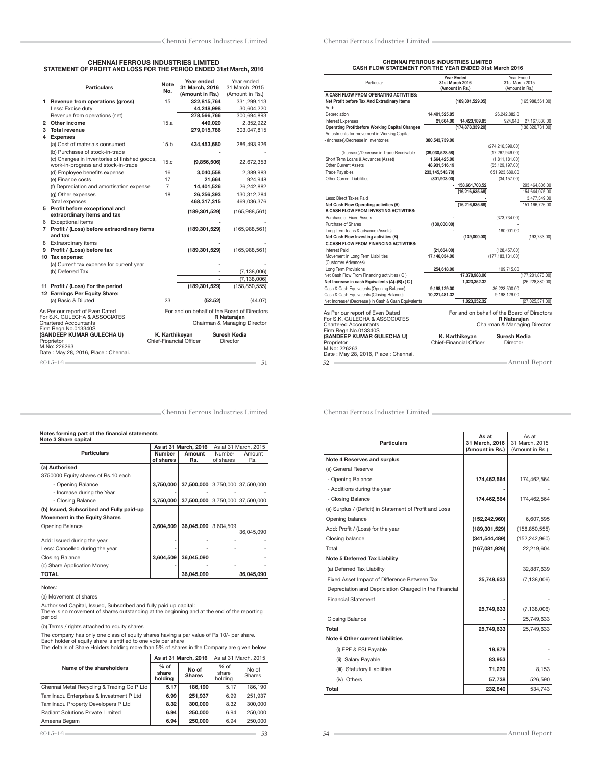# CHENNAI FERROUS INDUSTRIES LIMITED
## STATEMENT OF PROFIT AND LOSS FOR THE PERIOD ENDED 31st March, 2016

| | Particulars | Note No. | Year ended 31 March, 2016 (Amount in Rs.) | Year ended 31 March, 2015 (Amount in Rs.) |
|---|---|---|---|---|
| 1 | **Revenue from operations (gross)** | 15 | **322,815,764** | 331,299,113 |
| | Less: Excise duty | | **44,248,998** | 30,604,220 |
| | Revenue from operations (net) | | **278,566,766** | 300,694,893 |
| 2 | **Other income** | 15.a | **449,020** | 2,352,922 |
| 3 | **Total revenue** | | **279,015,786** | 303,047,815 |
| 4 | **Expenses** | | | |
| | (a) Cost of materials consumed | 15.b | **434,453,680** | 286,493,926 |
| | (b) Purchases of stock-in-trade | | **-** | - |
| | (c) Changes in inventories of finished goods, work-in-progress and stock-in-trade | 15.c | **(9,856,506)** | 22,672,353 |
| | (d) Employee benefits expense | 16 | **3,040,558** | 2,389,983 |
| | (e) Finance costs | 17 | **21,664** | 924,948 |
| | (f) Depreciation and amortisation expense | 7 | **14,401,526** | 26,242,882 |
| | (g) Other expenses | 18 | **26,256,393** | 130,312,284 |
| | Total expenses | | **468,317,315** | 469,036,376 |
| 5 | **Profit before exceptional and extraordinary items and tax** | | **(189,301,529)** | (165,988,561) |
| 6 | Exceptional items | | **-** | |
| 7 | **Profit / (Loss) before extraordinary items and tax** | | **(189,301,529)** | (165,988,561) |
| 8 | Extraordinary items | | **-** | - |
| 9 | **Profit / (Loss) before tax** | | **(189,301,529)** | (165,988,561) |
| 10 | **Tax expense:** | | | |
| | (a) Current tax expense for current year | | **-** | |
| | (b) Deferred Tax | | **-** | (7,138,006) |
| | | | **-** | (7,138,006) |
| 11 | **Profit / (Loss) For the period** | | **(189,301,529)** | (158,850,555) |
| 12 | **Earnings Per Equity Share:** | | | |
| | (a) Basic & Diluted | 23 | **(52.52)** | (44.07) |

As Per our report of Even Dated
For S.K. GULECHA & ASSOCIATES
Chartered Accountants
Firm Regn.No.013340S
**(SANDEEP KUMAR GULECHA U)**
Proprietor
M.No: 226263
Date : May 28, 2016, Place : Chennai.

For and on behalf of the Board of Directors
**R Natarajan**
Chairman & Managing Director

**K. Karthikeyan** — Chief-Financial Officer
**Suresh Kedia** — Director

# CHENNAI FERROUS INDUSTRIES LIMITED
## CASH FLOW STATEMENT FOR THE YEAR ENDED 31st March 2016

| Particular | Year Ended 31st March 2016 (Amount in Rs.) | | Year Ended 31st March 2015 (Amount in Rs.) | |
|---|---|---|---|---|
| **A.CASH FLOW FROM OPERATING ACTIVITIES:** | | | | |
| **Net Profit before Tax And Extradinary Items** | | **(189,301,529.05)** | | (165,988,561.00) |
| Add: | | | | |
| Depreciation | **14,401,525.85** | | 26,242,882.0 | |
| Interest Expenses | **21,664.00** | **14,423,189.85** | 924,948 | 27,167,830.00 |
| **Operating Profitbefore Working Capital Changes** | | **(174,878,339.20)** | | (138,820,731.00) |
| Adjustments for movement in Working Capital: | | | | |
| - (Increase)/Decrease in Inventories | **380,543,739.00** | | (274,216,399.00) | |
| - (Increase)/Decrease in Trade Receivable | **(39,030,528.58)** | | (17,267,949.00) | |
| Short Term Loans & Advances (Asset) | **1,664,425.00** | | (1,811,181.00) | |
| Other Current Assets | **48,931,516.19** | | (65,129,197.00) | |
| Trade Payables | **233,145,543.70)** | | 651,923,689.00 | |
| Other Current Liabilities | **(301,903.00)** | | (34,157.00) | |
| | - | **158,661,703.52** | | 293,464,806.00 |
| | | **(16,216,635.68)** | | 154,644,075.00 |
| Less: Direct Taxes Paid | | - | | 3,477,349.00 |
| **Net Cash Flow Operating activities (A)** | | **(16,216,635.68)** | | 151,166,726.00 |
| **B.CASH FLOW FROM INVESTING ACTIVITIES:** | | | | |
| Purchase of Fixed Assets | - | | (373,734.00) | |
| Purchase of Shares | **(139,000.00)** | | - | |
| Long Term loans & advance (Assets) | - | | 180,001.00 | |
| **Net Cash Flow Investing activities (B)** | | **(139,000.00)** | | (193,733.00) |
| **C.CASH FLOW FROM FINANCING ACTIVITIES:** | | | | |
| Interest Paid | **(21,664.00)** | | (128,457.00) | |
| Movement in Long Term Liabilities (Customer Advances) | **17,146,034.00** | | (177,183,131.00) | |
| Long Term Provisions | **254,618.00** | | 109,715.00 | |
| Net Cash Flow From Financing activities ( C ) | | **17,378,988.00** | | (177,201,873.00) |
| **Net Increase in cash Equivalents (A)+(B)+( C )** | | **1,023,352.32** | | (26,228,880.00) |
| Cash & Cash Equivalents (Opening Balance) | **9,198,129.00** | | 36,223,500.00 | |
| Cash & Cash Equivalents (Closing Balance) | **10,221,481.32** | | 9,198,129.00 | |
| Net Increase/ (Decrease ) in Cash & Cash Equivalents | | **1,023,352.32** | | (27,025,371.00) |

As Per our report of Even Dated
For S.K. GULECHA & ASSOCIATES
Chartered Accountants
Firm Regn.No.013340S
**(SANDEEP KUMAR GULECHA U)**
Proprietor
M.No: 226263
Date : May 28, 2016, Place : Chennai.

For and on behalf of the Board of Directors
**R Natarajan**
Chairman & Managing Director

**K. Karthikeyan** — Chief-Financial Officer
**Suresh Kedia** — Director

### Notes forming part of the financial statements
### Note 3 Share capital

| Particulars | As at 31 March, 2016 Number of shares | As at 31 March, 2016 Amount Rs. | As at 31 March, 2015 Number of shares | As at 31 March, 2015 Amount Rs. |
|---|---|---|---|---|
| **(a) Authorised** | | | | |
| 3750000 Equity shares of Rs.10 each | | | | |
| - Opening Balance | **3,750,000** | **37,500,000** | 3,750,000 | 37,500,000 |
| - Increase during the Year | **-** | **-** | - | - |
| - Closing Balance | **3,750,000** | **37,500,000** | 3,750,000 | 37,500,000 |
| **(b) Issued, Subscribed and Fully paid-up** | | | | |
| **Movement in the Equity Shares** | | | | |
| Opening Balance | **3,604,509** | **36,045,090** | 3,604,509 | 36,045,090 |
| Add: Issued during the year | **-** | **-** | - | - |
| Less: Cancelled during the year | **-** | **-** | - | - |
| Closing Balance | **3,604,509** | **36,045,090** | | - |
| (c) Share Application Money | **-** | **-** | - | - |
| **TOTAL** | | **36,045,090** | | **36,045,090** |

Notes:

(a) Movement of shares

Authorised Capital, Issued, Subscribed and fully paid up capital:
There is no movement of shares outstanding at the beginning and at the end of the reporting period

(b) Terms / rights attached to equity shares

The company has only one class of equity shares having a par value of Rs 10/- per share. Each holder of equity share is entitled to one vote per share
The details of Share Holders holding more than 5% of shares in the Company are given below

| Name of the shareholders | As at 31 March, 2016 % of share holding | As at 31 March, 2016 No of Shares | As at 31 March, 2015 % of share holding | As at 31 March, 2015 No of Shares |
|---|---|---|---|---|
| Chennai Metal Recycling & Trading Co P Ltd | **5.17** | **186,190** | 5.17 | 186,190 |
| Tamilnadu Enterprises & Investment P Ltd | **6.99** | **251,937** | 6.99 | 251,937 |
| Tamilnadu Property Developers P Ltd | **8.32** | **300,000** | 8.32 | 300,000 |
| Radiant Solutions Private Limited | **6.94** | **250,000** | 6.94 | 250,000 |
| Ameena Begam | **6.94** | **250,000** | 6.94 | 250,000 |

| Particulars | As at 31 March, 2016 (Amount in Rs.) | As at 31 March, 2015 (Amount in Rs.) |
|---|---|---|
| **Note 4 Reserves and surplus** | | |
| (a) General Reserve | | |
| - Opening Balance | **174,462,564** | 174,462,564 |
| - Additions during the year | **-** | - |
| - Closing Balance | **174,462,564** | 174,462,564 |
| (a) Surplus / (Deficit) in Statement of Profit and Loss | | |
| Opening balance | **(152,242,960)** | 6,607,595 |
| Add: Profit / (Loss) for the year | **(189,301,529)** | (158,850,555) |
| Closing balance | **(341,544,489)** | (152,242,960) |
| Total | **(167,081,926)** | 22,219,604 |
| **Note 5 Deferred Tax Liability** | | |
| (a) Deferred Tax Liability | | 32,887,639 |
| Fixed Asset Impact of Difference Between Tax | **25,749,633** | (7,138,006) |
| Depreciation and Depriciation Charged in the Financial | | |
| Financial Statement | **-** | - |
| | **25,749,633** | (7,138,006) |
| Closing Balance | **-** | 25,749,633 |
| **Total** | **25,749,633** | 25,749,633 |
| **Note 6 Other current liabilities** | | |
| (i) EPF & ESI Payable | **19,879** | - |
| (ii) Salary Payable | **83,953** | - |
| (iii) Statutory Liabilities | **71,270** | 8,153 |
| (iv) Others | **57,738** | 526,590 |
| **Total** | **232,840** | 534,743 |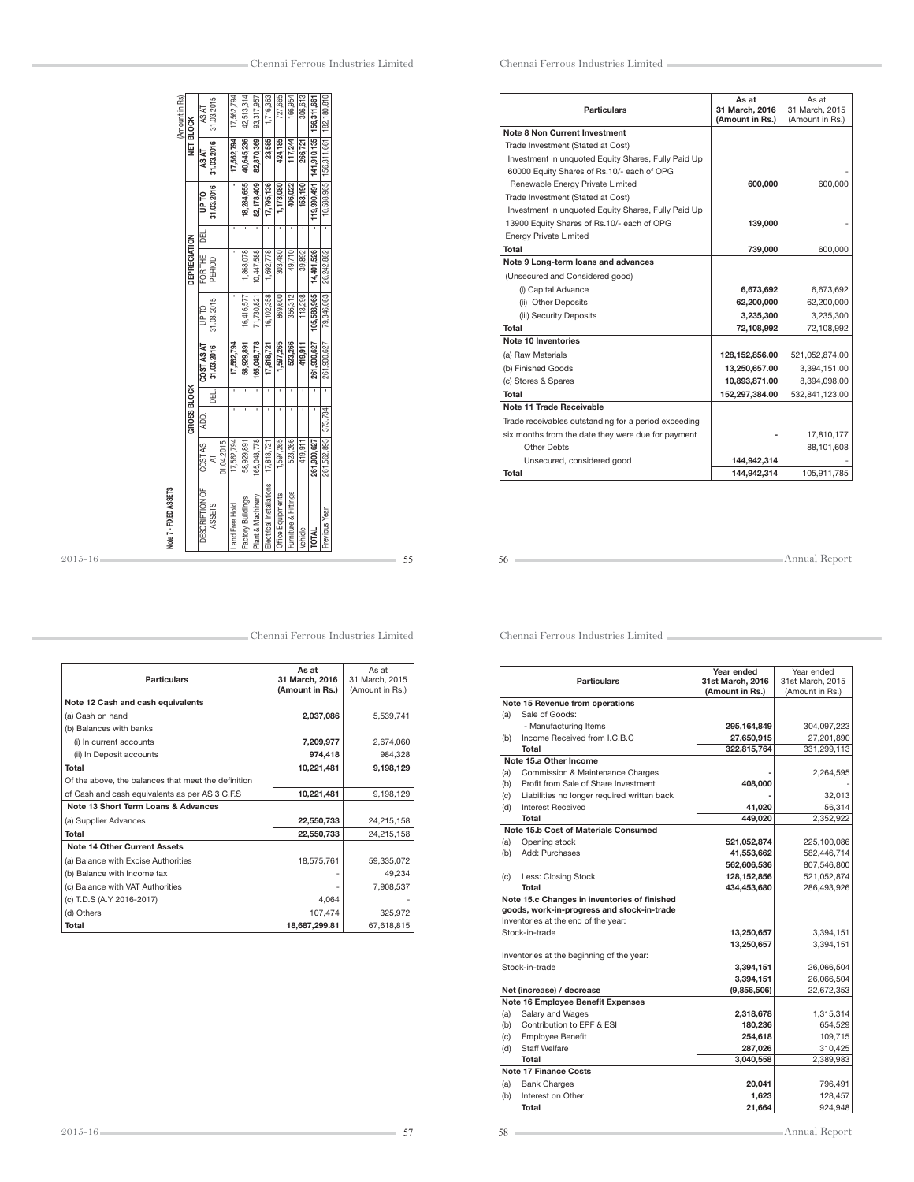**Note 7 - FIXED ASSETS**

(Amount in Rs)

| DESCRIPTION OF ASSETS | GROSS BLOCK | | | | DEPRECIATION | | | | NET BLOCK | |
|---|---|---|---|---|---|---|---|---|---|---|
| | COST AS AT 01.04.2015 | ADD. | DEL. | COST AS AT 31.03.2016 | UP TO 31.03.2015 | FOR THE PERIOD | DEL. | UP TO 31.03.2016 | AS AT 31.03.2016 | AS AT 31.03.2015 |
| Land Free Hold | 17,562,794 | - | - | 17,562,794 | - | - | - | - | 17,562,794 | 17,562,794 |
| Factory Buildings | 58,929,891 | - | - | 58,929,891 | 16,416,577 | 1,868,078 | - | 18,284,655 | 40,645,236 | 42,513,314 |
| Plant & Machinery | 165,048,778 | - | - | 165,048,778 | 71,730,821 | 10,447,588 | - | 82,178,409 | 82,870,369 | 93,317,957 |
| Electrical Installations | 17,818,721 | - | - | 17,818,721 | 16,102,358 | 1,692,778 | - | 17,795,136 | 23,585 | 1,716,363 |
| Office Equipments | 1,597,265 | - | - | 1,597,265 | 869,600 | 303,480 | - | 1,173,080 | 424,185 | 727,665 |
| Furniture & Fittings | 523,266 | - | - | 523,266 | 356,312 | 49,710 | - | 406,022 | 117,244 | 166,954 |
| Vehicle | 419,911 | - | - | 419,911 | 113,298 | 39,892 | - | 153,190 | 266,721 | 306,613 |
| **TOTAL** | **261,900,627** | - | - | **261,900,627** | **105,588,965** | **14,401,526** | - | **119,990,491** | **141,910,135** | **156,311,661** |
| Previous Year | 261,562,893 | 373,734 | - | 261,900,627 | 79,346,083 | 26,242,882 | - | 10,588,965 | 156,311,661 | 182,180,810 |

| Particulars | As at 31 March, 2016 (Amount in Rs.) | As at 31 March, 2015 (Amount in Rs.) |
|---|---|---|
| **Note 8 Non Current Investment** | | |
| Trade Investment (Stated at Cost) | | |
| Investment in unquoted Equity Shares, Fully Paid Up | | |
| 60000 Equity Shares of Rs.10/- each of OPG | | - |
| Renewable Energy Private Limited | **600,000** | 600,000 |
| Trade Investment (Stated at Cost) | | |
| Investment in unquoted Equity Shares, Fully Paid Up | | |
| 13900 Equity Shares of Rs.10/- each of OPG | **139,000** | - |
| Energy Private Limited | | |
| **Total** | **739,000** | 600,000 |
| **Note 9 Long-term loans and advances** | | |
| (Unsecured and Considered good) | | |
| (i) Capital Advance | **6,673,692** | 6,673,692 |
| (ii) Other Deposits | **62,200,000** | 62,200,000 |
| (iii) Security Deposits | **3,235,300** | 3,235,300 |
| **Total** | **72,108,992** | 72,108,992 |
| **Note 10 Inventories** | | |
| (a) Raw Materials | **128,152,856.00** | 521,052,874.00 |
| (b) Finished Goods | **13,250,657.00** | 3,394,151.00 |
| (c) Stores & Spares | **10,893,871.00** | 8,394,098.00 |
| **Total** | **152,297,384.00** | 532,841,123.00 |
| **Note 11 Trade Receivable** | | |
| Trade receivables outstanding for a period exceeding | | |
| six months from the date they were due for payment | - | 17,810,177 |
| Other Debts | | 88,101,608 |
| Unsecured, considered good | **144,942,314** | - |
| **Total** | **144,942,314** | 105,911,785 |

| Particulars | As at 31 March, 2016 (Amount in Rs.) | As at 31 March, 2015 (Amount in Rs.) |
|---|---|---|
| **Note 12 Cash and cash equivalents** | | |
| (a) Cash on hand | **2,037,086** | 5,539,741 |
| (b) Balances with banks | | |
| (i) In current accounts | **7,209,977** | 2,674,060 |
| (ii) In Deposit accounts | **974,418** | 984,328 |
| **Total** | **10,221,481** | 9,198,129 |
| Of the above, the balances that meet the definition | | |
| of Cash and cash equivalents as per AS 3 C.F.S | **10,221,481** | 9,198,129 |
| **Note 13 Short Term Loans & Advances** | | |
| (a) Supplier Advances | **22,550,733** | 24,215,158 |
| **Total** | **22,550,733** | 24,215,158 |
| **Note 14 Other Current Assets** | | |
| (a) Balance with Excise Authorities | 18,575,761 | 59,335,072 |
| (b) Balance with Income tax | - | 49,234 |
| (c) Balance with VAT Authorities | - | 7,908,537 |
| (c) T.D.S (A.Y 2016-2017) | 4,064 | - |
| (d) Others | 107,474 | 325,972 |
| **Total** | **18,687,299.81** | 67,618,815 |

| | Particulars | Year ended 31st March, 2016 (Amount in Rs.) | Year ended 31st March, 2015 (Amount in Rs.) |
|---|---|---|---|
| | **Note 15 Revenue from operations** | | |
| (a) | Sale of Goods: | | |
| | - Manufacturing Items | **295,164,849** | 304,097,223 |
| (b) | Income Received from I.C.B.C | **27,650,915** | 27,201,890 |
| | **Total** | **322,815,764** | 331,299,113 |
| | **Note 15.a Other Income** | | |
| (a) | Commission & Maintenance Charges | - | 2,264,595 |
| (b) | Profit from Sale of Share Investment | **408,000** | - |
| (c) | Liabilities no longer required written back | - | 32,013 |
| (d) | Interest Received | **41,020** | 56,314 |
| | **Total** | **449,020** | 2,352,922 |
| | **Note 15.b Cost of Materials Consumed** | | |
| (a) | Opening stock | **521,052,874** | 225,100,086 |
| (b) | Add: Purchases | **41,553,662** | 582,446,714 |
| | | **562,606,536** | 807,546,800 |
| (c) | Less: Closing Stock | **128,152,856** | 521,052,874 |
| | **Total** | **434,453,680** | 286,493,926 |
| | **Note 15.c Changes in inventories of finished goods, work-in-progress and stock-in-trade** | | |
| | Inventories at the end of the year: | | |
| | Stock-in-trade | **13,250,657** | 3,394,151 |
| | | **13,250,657** | 3,394,151 |
| | Inventories at the beginning of the year: | | |
| | Stock-in-trade | **3,394,151** | 26,066,504 |
| | | **3,394,151** | 26,066,504 |
| | **Net (increase) / decrease** | **(9,856,506)** | 22,672,353 |
| | **Note 16 Employee Benefit Expenses** | | |
| (a) | Salary and Wages | **2,318,678** | 1,315,314 |
| (b) | Contribution to EPF & ESI | **180,236** | 654,529 |
| (c) | Employee Benefit | **254,618** | 109,715 |
| (d) | Staff Welfare | **287,026** | 310,425 |
| | **Total** | **3,040,558** | 2,389,983 |
| | **Note 17 Finance Costs** | | |
| (a) | Bank Charges | **20,041** | 796,491 |
| (b) | Interest on Other | **1,623** | 128,457 |
| | **Total** | **21,664** | 924,948 |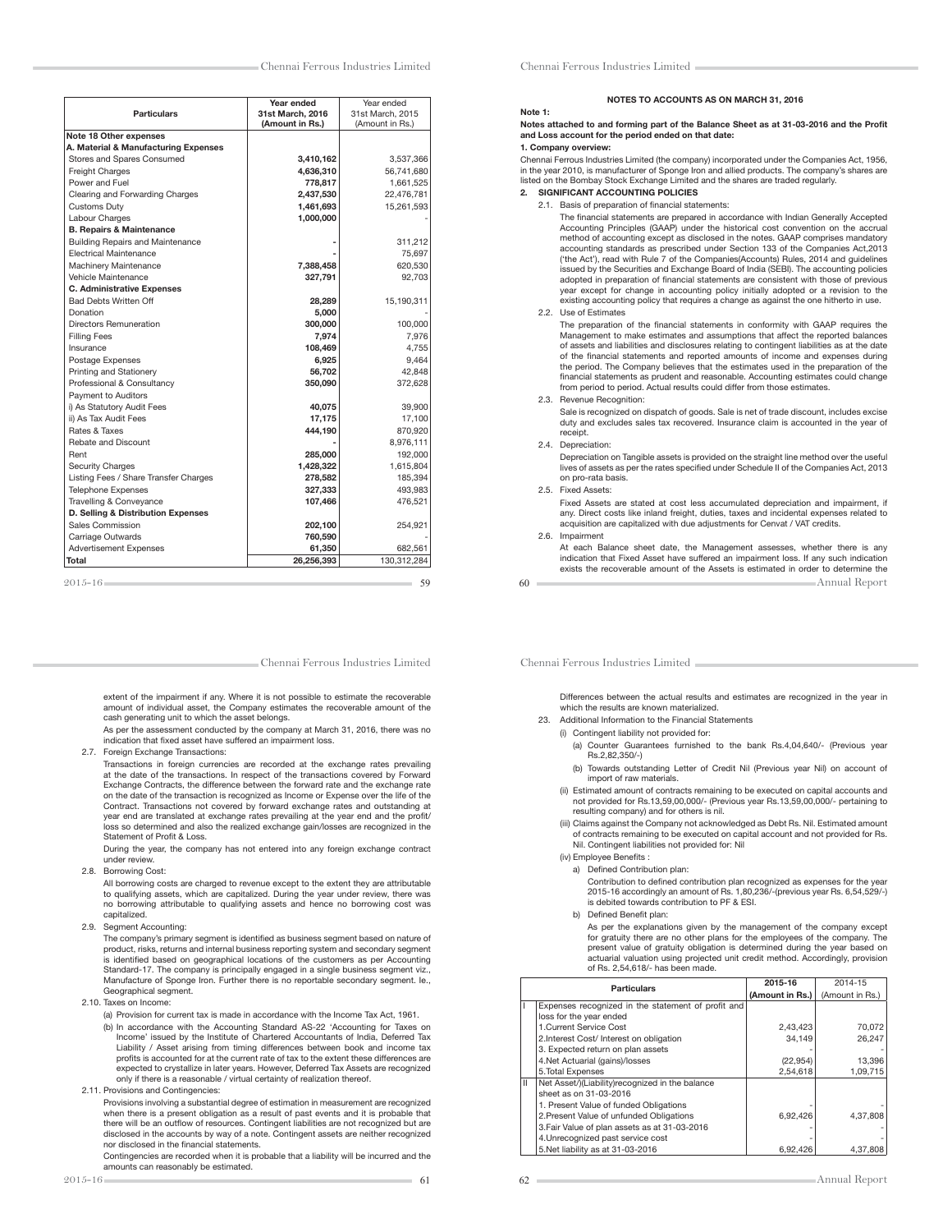| Particulars | Year ended 31st March, 2016 (Amount in Rs.) | Year ended 31st March, 2015 (Amount in Rs.) |
|---|---|---|
| **Note 18 Other expenses** | | |
| **A. Material & Manufacturing Expenses** | | |
| Stores and Spares Consumed | **3,410,162** | 3,537,366 |
| Freight Charges | **4,636,310** | 56,741,680 |
| Power and Fuel | **778,817** | 1,661,525 |
| Clearing and Forwarding Charges | **2,437,530** | 22,476,781 |
| Customs Duty | **1,461,693** | 15,261,593 |
| Labour Charges | **1,000,000** | - |
| **B. Repairs & Maintenance** | | |
| Building Repairs and Maintenance | **-** | 311,212 |
| Electrical Maintenance | **-** | 75,697 |
| Machinery Maintenance | **7,388,458** | 620,530 |
| Vehicle Maintenance | **327,791** | 92,703 |
| **C. Administrative Expenses** | | |
| Bad Debts Written Off | **28,289** | 15,190,311 |
| Donation | **5,000** | - |
| Directors Remuneration | **300,000** | 100,000 |
| Filling Fees | **7,974** | 7,976 |
| Insurance | **108,469** | 4,755 |
| Postage Expenses | **6,925** | 9,464 |
| Printing and Stationery | **56,702** | 42,848 |
| Professional & Consultancy | **350,090** | 372,628 |
| Payment to Auditors | | |
| i) As Statutory Audit Fees | **40,075** | 39,900 |
| ii) As Tax Audit Fees | **17,175** | 17,100 |
| Rates & Taxes | **444,190** | 870,920 |
| Rebate and Discount | **-** | 8,976,111 |
| Rent | **285,000** | 192,000 |
| Security Charges | **1,428,322** | 1,615,804 |
| Listing Fees / Share Transfer Charges | **278,582** | 185,394 |
| Telephone Expenses | **327,333** | 493,983 |
| Travelling & Conveyance | **107,466** | 476,521 |
| **D. Selling & Distribution Expenses** | | |
| Sales Commission | **202,100** | 254,921 |
| Carriage Outwards | **760,590** | - |
| Advertisement Expenses | **61,350** | 682,561 |
| **Total** | **26,256,393** | 130,312,284 |

## NOTES TO ACCOUNTS AS ON MARCH 31, 2016

**Note 1:**

**Notes attached to and forming part of the Balance Sheet as at 31-03-2016 and the Profit and Loss account for the period ended on that date:**

**1. Company overview:**

Chennai Ferrous Industries Limited (the company) incorporated under the Companies Act, 1956, in the year 2010, is manufacturer of Sponge Iron and allied products. The company's shares are listed on the Bombay Stock Exchange Limited and the shares are traded regularly.

**2. SIGNIFICANT ACCOUNTING POLICIES**

2.1. Basis of preparation of financial statements:

The financial statements are prepared in accordance with Indian Generally Accepted Accounting Principles (GAAP) under the historical cost convention on the accrual method of accounting except as disclosed in the notes. GAAP comprises mandatory accounting standards as prescribed under Section 133 of the Companies Act,2013 ('the Act'), read with Rule 7 of the Companies(Accounts) Rules, 2014 and guidelines issued by the Securities and Exchange Board of India (SEBI). The accounting policies adopted in preparation of financial statements are consistent with those of previous year except for change in accounting policy initially adopted or a revision to the existing accounting policy that requires a change as against the one hitherto in use.

2.2. Use of Estimates

The preparation of the financial statements in conformity with GAAP requires the Management to make estimates and assumptions that affect the reported balances of assets and liabilities and disclosures relating to contingent liabilities as at the date of the financial statements and reported amounts of income and expenses during the period. The Company believes that the estimates used in the preparation of the financial statements as prudent and reasonable. Accounting estimates could change from period to period. Actual results could differ from those estimates.

2.3. Revenue Recognition:

Sale is recognized on dispatch of goods. Sale is net of trade discount, includes excise duty and excludes sales tax recovered. Insurance claim is accounted in the year of receipt.

2.4. Depreciation:

Depreciation on Tangible assets is provided on the straight line method over the useful lives of assets as per the rates specified under Schedule II of the Companies Act, 2013 on pro-rata basis.

2.5. Fixed Assets:

Fixed Assets are stated at cost less accumulated depreciation and impairment, if any. Direct costs like inland freight, duties, taxes and incidental expenses related to acquisition are capitalized with due adjustments for Cenvat / VAT credits.

2.6. Impairment

At each Balance sheet date, the Management assesses, whether there is any indication that Fixed Asset have suffered an impairment loss. If any such indication exists the recoverable amount of the Assets is estimated in order to determine the extent of the impairment if any. Where it is not possible to estimate the recoverable amount of individual asset, the Company estimates the recoverable amount of the cash generating unit to which the asset belongs.

As per the assessment conducted by the company at March 31, 2016, there was no indication that fixed asset have suffered an impairment loss.

2.7. Foreign Exchange Transactions:

Transactions in foreign currencies are recorded at the exchange rates prevailing at the date of the transactions. In respect of the transactions covered by Forward Exchange Contracts, the difference between the forward rate and the exchange rate on the date of the transaction is recognized as Income or Expense over the life of the Contract. Transactions not covered by forward exchange rates and outstanding at year end are translated at exchange rates prevailing at the year end and the profit/loss so determined and also the realized exchange gain/losses are recognized in the Statement of Profit & Loss.

During the year, the company has not entered into any foreign exchange contract under review.

2.8. Borrowing Cost:

All borrowing costs are charged to revenue except to the extent they are attributable to qualifying assets, which are capitalized. During the year under review, there was no borrowing attributable to qualifying assets and hence no borrowing cost was capitalized.

2.9. Segment Accounting:

The company's primary segment is identified as business segment based on nature of product, risks, returns and internal business reporting system and secondary segment is identified based on geographical locations of the customers as per Accounting Standard-17. The company is principally engaged in a single business segment viz., Manufacture of Sponge Iron. Further there is no reportable secondary segment. Ie., Geographical segment.

2.10. Taxes on Income:

(a) Provision for current tax is made in accordance with the Income Tax Act, 1961.

(b) In accordance with the Accounting Standard AS-22 'Accounting for Taxes on Income' issued by the Institute of Chartered Accountants of India, Deferred Tax Liability / Asset arising from timing differences between book and income tax profits is accounted for at the current rate of tax to the extent these differences are expected to crystallize in later years. However, Deferred Tax Assets are recognized only if there is a reasonable / virtual certainty of realization thereof.

2.11. Provisions and Contingencies:

Provisions involving a substantial degree of estimation in measurement are recognized when there is a present obligation as a result of past events and it is probable that there will be an outflow of resources. Contingent liabilities are not recognized but are disclosed in the accounts by way of a note. Contingent assets are neither recognized nor disclosed in the financial statements.

Contingencies are recorded when it is probable that a liability will be incurred and the amounts can reasonably be estimated.

Differences between the actual results and estimates are recognized in the year in which the results are known materialized.

23. Additional Information to the Financial Statements

(i) Contingent liability not provided for:

(a) Counter Guarantees furnished to the bank Rs.4,04,640/- (Previous year Rs.2,82,350/-)

(b) Towards outstanding Letter of Credit Nil (Previous year Nil) on account of import of raw materials.

(ii) Estimated amount of contracts remaining to be executed on capital accounts and not provided for Rs.13,59,00,000/- (Previous year Rs.13,59,00,000/- pertaining to resulting company) and for others is nil.

(iii) Claims against the Company not acknowledged as Debt Rs. Nil. Estimated amount of contracts remaining to be executed on capital account and not provided for Rs. Nil. Contingent liabilities not provided for: Nil

(iv) Employee Benefits :

a) Defined Contribution plan:

Contribution to defined contribution plan recognized as expenses for the year 2015-16 accordingly an amount of Rs. 1,80,236/-(previous year Rs. 6,54,529/-) is debited towards contribution to PF & ESI.

b) Defined Benefit plan:

As per the explanations given by the management of the company except for gratuity there are no other plans for the employees of the company. The present value of gratuity obligation is determined during the year based on actuarial valuation using projected unit credit method. Accordingly, provision of Rs. 2,54,618/- has been made.

| | Particulars | 2015-16 (Amount in Rs.) | 2014-15 (Amount in Rs.) |
|---|---|---|---|
| I | Expenses recognized in the statement of profit and loss for the year ended | | |
| | 1.Current Service Cost | 2,43,423 | 70,072 |
| | 2.Interest Cost/ Interest on obligation | 34,149 | 26,247 |
| | 3. Expected return on plan assets | - | - |
| | 4.Net Actuarial (gains)/losses | (22,954) | 13,396 |
| | 5.Total Expenses | 2,54,618 | 1,09,715 |
| II | Net Asset/(Liability)recognized in the balance sheet as on 31-03-2016 | | |
| | 1. Present Value of funded Obligations | - | - |
| | 2.Present Value of unfunded Obligations | 6,92,426 | 4,37,808 |
| | 3.Fair Value of plan assets as at 31-03-2016 | - | - |
| | 4.Unrecognized past service cost | - | - |
| | 5.Net liability as at 31-03-2016 | 6,92,426 | 4,37,808 |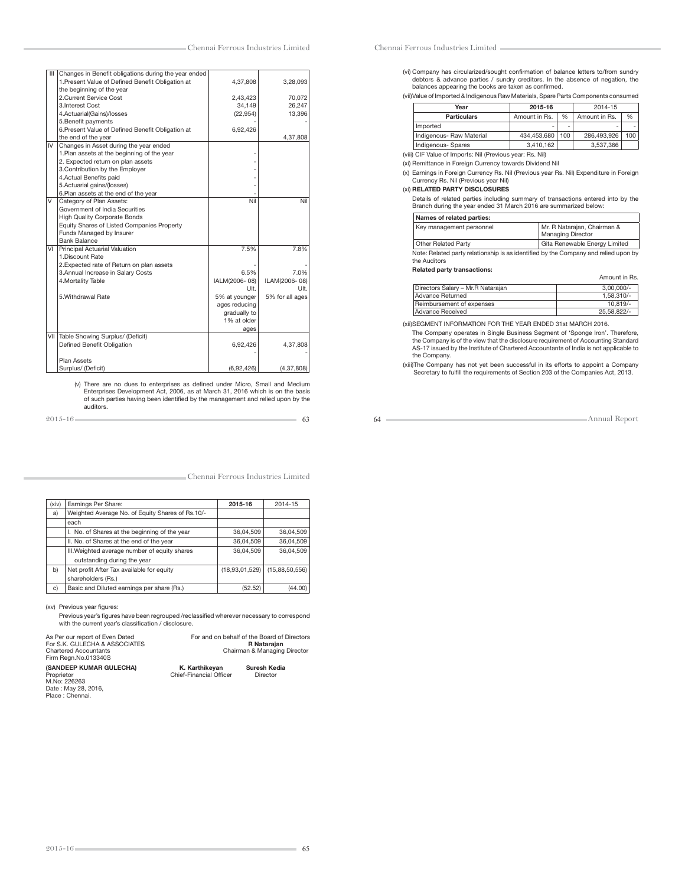| | | | |
|---|---|---|---|
| III | Changes in Benefit obligations during the year ended | | |
| | 1.Present Value of Defined Benefit Obligation at the beginning of the year | 4,37,808 | 3,28,093 |
| | 2.Current Service Cost | 2,43,423 | 70,072 |
| | 3.Interest Cost | 34,149 | 26,247 |
| | 4.Actuarial(Gains)/losses | (22,954) | 13,396 |
| | 5.Benefit payments | | - |
| | 6.Present Value of Defined Benefit Obligation at the end of the year | 6,92,426 | 4,37,808 |
| IV | Changes in Asset during the year ended | | |
| | 1.Plan assets at the beginning of the year | - | |
| | 2. Expected return on plan assets | - | |
| | 3.Contribution by the Employer | - | |
| | 4.Actual Benefits paid | - | |
| | 5.Actuarial gains/(losses) | - | |
| | 6.Plan assets at the end of the year | - | |
| V | Category of Plan Assets: | Nil | Nil |
| | Government of India Securities | | |
| | High Quality Corporate Bonds | | |
| | Equity Shares of Listed Companies Property | | |
| | Funds Managed by Insurer | | |
| | Bank Balance | | |
| VI | Principal Actuarial Valuation | 7.5% | 7.8% |
| | 1.Discount Rate | | |
| | 2.Expected rate of Return on plan assets | - | - |
| | 3.Annual Increase in Salary Costs | 6.5% | 7.0% |
| | 4.Mortality Table | IALM(2006- 08) Ult. | ILAM(2006- 08) Ult. |
| | 5.Withdrawal Rate | 5% at younger ages reducing gradually to 1% at older ages | 5% for all ages |
| VII | Table Showing Surplus/ (Deficit) | | |
| | Defined Benefit Obligation | 6,92,426 | 4,37,808 |
| | | - | - |
| | Plan Assets | | |
| | Surplus/ (Deficit) | (6,92,426) | (4,37,808) |

(v) There are no dues to enterprises as defined under Micro, Small and Medium Enterprises Development Act, 2006, as at March 31, 2016 which is on the basis of such parties having been identified by the management and relied upon by the auditors.

(vi) Company has circularized/sought confirmation of balance letters to/from sundry debtors & advance parties / sundry creditors. In the absence of negation, the balances appearing the books are taken as confirmed.

(vii)Value of Imported & Indigenous Raw Materials, Spare Parts Components consumed

| Year | 2015-16 | | 2014-15 | |
|---|---|---|---|---|
| Particulars | Amount in Rs. | % | Amount in Rs. | % |
| Imported | - | - | - | - |
| Indigenous- Raw Material | 434,453,680 | 100 | 286,493,926 | 100 |
| Indigenous- Spares | 3,410,162 | | 3,537,366 | |

(viii) CIF Value of Imports: Nil (Previous year: Rs. Nil)

(xi) Remittance in Foreign Currency towards Dividend Nil

(x) Earnings in Foreign Currency Rs. Nil (Previous year Rs. Nil) Expenditure in Foreign Currency Rs. Nil (Previous year Nil)

(xi) **RELATED PARTY DISCLOSURES**

Details of related parties including summary of transactions entered into by the Branch during the year ended 31 March 2016 are summarized below:

| Names of related parties: | |
|---|---|
| Key management personnel | Mr. R Natarajan, Chairman & Managing Director |
| Other Related Party | Gita Renewable Energy Limited |

Note: Related party relationship is as identified by the Company and relied upon by the Auditors

**Related party transactions:**

Amount in Rs.

| | |
|---|---|
| Directors Salary – Mr.R Natarajan | 3,00,000/- |
| Advance Returned | 1,58,310/- |
| Reimbursement of expenses | 10,819/- |
| Advance Received | 25,58,822/- |

(xii)SEGMENT INFORMATION FOR THE YEAR ENDED 31st MARCH 2016.

The Company operates in Single Business Segment of 'Sponge Iron'. Therefore, the Company is of the view that the disclosure requirement of Accounting Standard AS-17 issued by the Institute of Chartered Accountants of India is not applicable to the Company.

(xiii)The Company has not yet been successful in its efforts to appoint a Company Secretary to fulfill the requirements of Section 203 of the Companies Act, 2013.

| (xiv) | Earnings Per Share: | 2015-16 | 2014-15 |
|---|---|---|---|
| a) | Weighted Average No. of Equity Shares of Rs.10/- each | | |
| | I. No. of Shares at the beginning of the year | 36,04,509 | 36,04,509 |
| | II. No. of Shares at the end of the year | 36,04,509 | 36,04,509 |
| | III.Weighted average number of equity shares outstanding during the year | 36,04,509 | 36,04,509 |
| b) | Net profit After Tax available for equity shareholders (Rs.) | (18,93,01,529) | (15,88,50,556) |
| c) | Basic and Diluted earnings per share (Rs.) | (52.52) | (44.00) |

(xv) Previous year figures:

Previous year's figures have been regrouped /reclassified wherever necessary to correspond with the current year's classification / disclosure.

As Per our report of Even Dated
For S.K. GULECHA & ASSOCIATES
Chartered Accountants
Firm Regn.No.013340S

For and on behalf of the Board of Directors
**R Natarajan**
Chairman & Managing Director

**(SANDEEP KUMAR GULECHA)**
Proprietor
M.No: 226263
Date : May 28, 2016,
Place : Chennai.

**K. Karthikeyan**
Chief-Financial Officer

**Suresh Kedia**
Director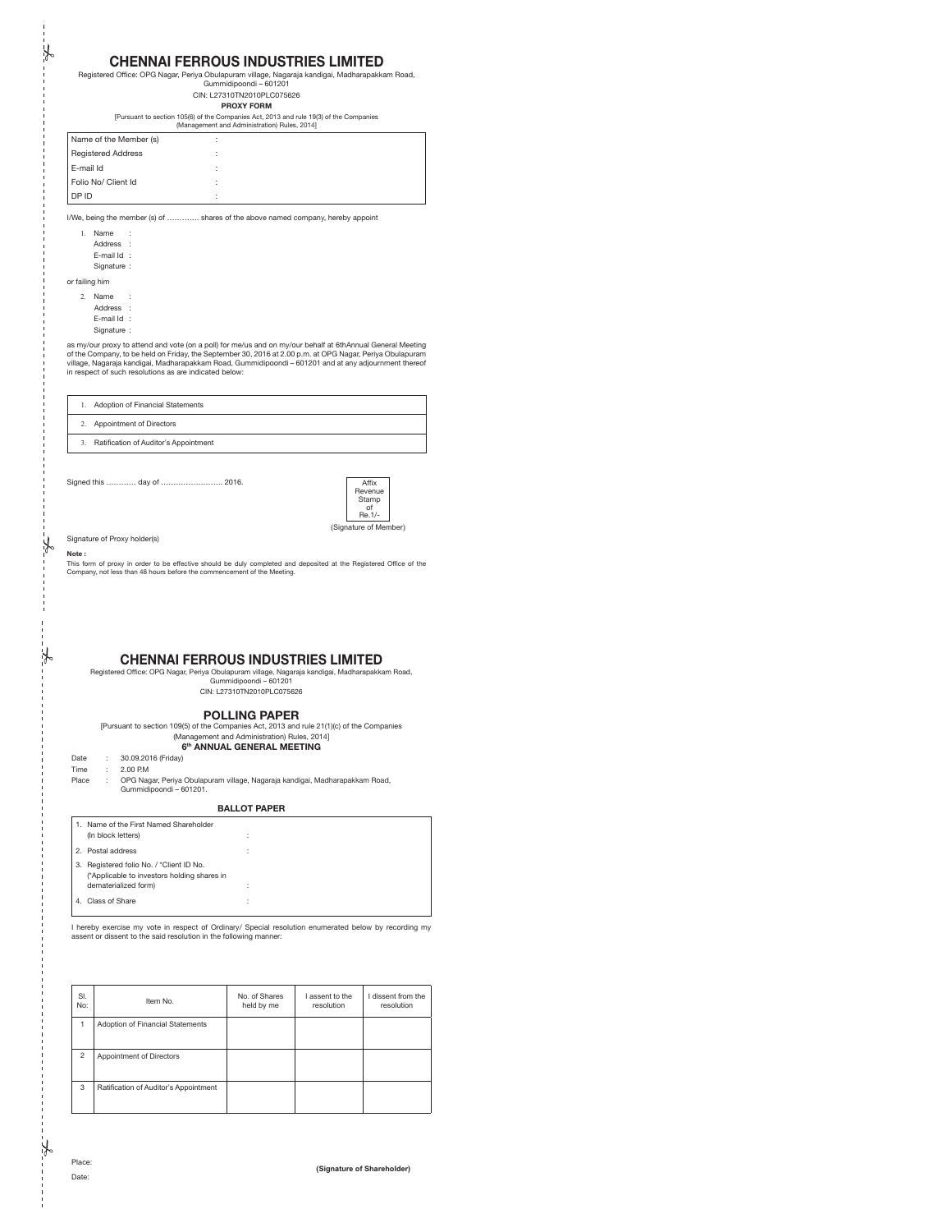# CHENNAI FERROUS INDUSTRIES LIMITED

Registered Office: OPG Nagar, Periya Obulapuram village, Nagaraja kandigai, Madharapakkam Road, Gummidipoondi – 601201

CIN: L27310TN2010PLC075626

**PROXY FORM**

[Pursuant to section 105(6) of the Companies Act, 2013 and rule 19(3) of the Companies (Management and Administration) Rules, 2014]

| | | |
|---|---|---|
| Name of the Member (s) | : | |
| Registered Address | : | |
| E-mail Id | : | |
| Folio No/ Client Id | : | |
| DP ID | : | |

I/We, being the member (s) of ............. shares of the above named company, hereby appoint

1. Name :
   Address :
   E-mail Id :
   Signature :

or failing him

2. Name :
   Address :
   E-mail Id :
   Signature :

as my/our proxy to attend and vote (on a poll) for me/us and on my/our behalf at 6thAnnual General Meeting of the Company, to be held on Friday, the September 30, 2016 at 2.00 p.m. at OPG Nagar, Periya Obulapuram village, Nagaraja kandigai, Madharapakkam Road, Gummidipoondi – 601201 and at any adjournment thereof in respect of such resolutions as are indicated below:

| | |
|---|---|
| 1. | Adoption of Financial Statements |
| 2. | Appointment of Directors |
| 3. | Ratification of Auditor's Appointment |

Signed this ............ day of .......................... 2016.

Affix Revenue Stamp of Re.1/-

(Signature of Member)

Signature of Proxy holder(s)

**Note :**

This form of proxy in order to be effective should be duly completed and deposited at the Registered Office of the Company, not less than 48 hours before the commencement of the Meeting.

# CHENNAI FERROUS INDUSTRIES LIMITED

Registered Office: OPG Nagar, Periya Obulapuram village, Nagaraja kandigai, Madharapakkam Road, Gummidipoondi – 601201

CIN: L27310TN2010PLC075626

## POLLING PAPER

[Pursuant to section 109(5) of the Companies Act, 2013 and rule 21(1)(c) of the Companies (Management and Administration) Rules, 2014]

**6th ANNUAL GENERAL MEETING**

Date : 30.09.2016 (Friday)

Time : 2.00 P.M

Place : OPG Nagar, Periya Obulapuram village, Nagaraja kandigai, Madharapakkam Road, Gummidipoondi – 601201.

**BALLOT PAPER**

| | | |
|---|---|---|
| 1. Name of the First Named Shareholder (In block letters) | : | |
| 2. Postal address | : | |
| 3. Registered folio No. / *Client ID No. (*Applicable to investors holding shares in dematerialized form) | : | |
| 4. Class of Share | : | |

I hereby exercise my vote in respect of Ordinary/ Special resolution enumerated below by recording my assent or dissent to the said resolution in the following manner:

| Sl. No: | Item No. | No. of Shares held by me | I assent to the resolution | I dissent from the resolution |
|---|---|---|---|---|
| 1 | Adoption of Financial Statements | | | |
| 2 | Appointment of Directors | | | |
| 3 | Ratification of Auditor's Appointment | | | |

Place:

Date:

**(Signature of Shareholder)**